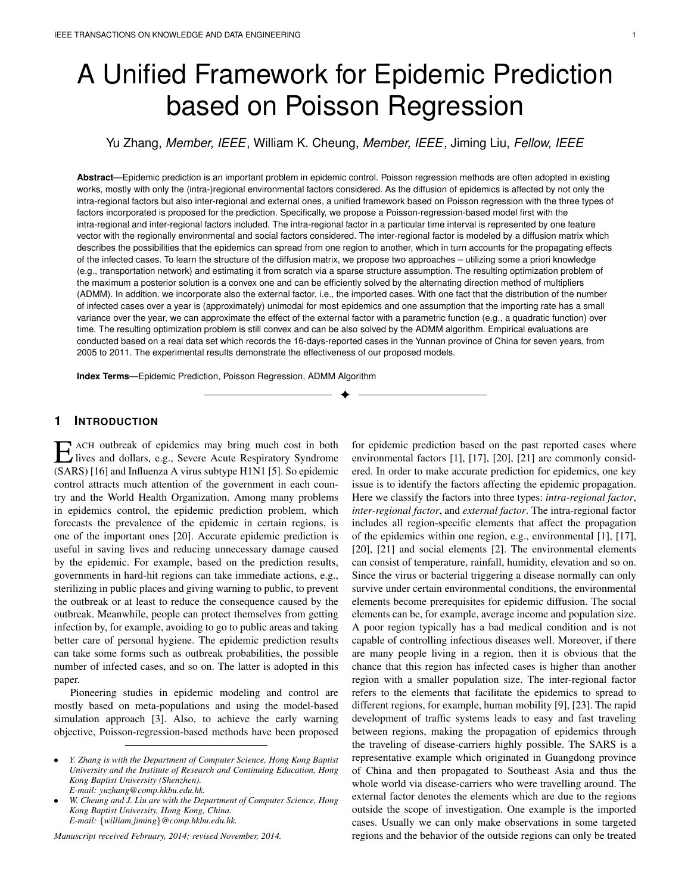# A Unified Framework for Epidemic Prediction based on Poisson Regression

Yu Zhang, *Member, IEEE*, William K. Cheung, *Member, IEEE*, Jiming Liu, *Fellow, IEEE*

**Abstract**—Epidemic prediction is an important problem in epidemic control. Poisson regression methods are often adopted in existing works, mostly with only the (intra-)regional environmental factors considered. As the diffusion of epidemics is affected by not only the intra-regional factors but also inter-regional and external ones, a unified framework based on Poisson regression with the three types of factors incorporated is proposed for the prediction. Specifically, we propose a Poisson-regression-based model first with the intra-regional and inter-regional factors included. The intra-regional factor in a particular time interval is represented by one feature vector with the regionally environmental and social factors considered. The inter-regional factor is modeled by a diffusion matrix which describes the possibilities that the epidemics can spread from one region to another, which in turn accounts for the propagating effects of the infected cases. To learn the structure of the diffusion matrix, we propose two approaches – utilizing some a priori knowledge (e.g., transportation network) and estimating it from scratch via a sparse structure assumption. The resulting optimization problem of the maximum a posterior solution is a convex one and can be efficiently solved by the alternating direction method of multipliers (ADMM). In addition, we incorporate also the external factor, i.e., the imported cases. With one fact that the distribution of the number of infected cases over a year is (approximately) unimodal for most epidemics and one assumption that the importing rate has a small variance over the year, we can approximate the effect of the external factor with a parametric function (e.g., a quadratic function) over time. The resulting optimization problem is still convex and can be also solved by the ADMM algorithm. Empirical evaluations are conducted based on a real data set which records the 16-days-reported cases in the Yunnan province of China for seven years, from 2005 to 2011. The experimental results demonstrate the effectiveness of our proposed models.

**Index Terms**—Epidemic Prediction, Poisson Regression, ADMM Algorithm

## 1 Introduction

Each outbreak of epidemics may bring much cost in both lives and dollars, e.g., Severe Acute Respiratory Syndrome (SARS) [16] and Influenza A virus subtype H1N1 [5]. So epidemic control attracts much attention of the government in each country and the World Health Organization. Among many problems in epidemics control, the epidemic prediction problem, which forecasts the prevalence of the epidemic in certain regions, is one of the important ones [20]. Accurate epidemic prediction is useful in saving lives and reducing unnecessary damage caused by the epidemic. For example, based on the prediction results, governments in hard-hit regions can take immediate actions, e.g., sterilizing in public places and giving warning to public, to prevent the outbreak or at least to reduce the consequence caused by the outbreak. Meanwhile, people can protect themselves from getting infection by, for example, avoiding to go to public areas and taking better care of personal hygiene. The epidemic prediction results can take some forms such as outbreak probabilities, the possible number of infected cases, and so on. The latter is adopted in this paper.

Pioneering studies in epidemic modeling and control are mostly based on meta-populations and using the model-based simulation approach [3]. Also, to achieve the early warning objective, Poisson-regression-based methods have been proposed for epidemic prediction based on the past reported cases where environmental factors [1], [17], [20], [21] are commonly considered. In order to make accurate prediction for epidemics, one key issue is to identify the factors affecting the epidemic propagation. Here we classify the factors into three types: *intra-regional factor*, *inter-regional factor*, and *external factor*. The intra-regional factor includes all region-specific elements that affect the propagation of the epidemics within one region, e.g., environmental [1], [17], [20], [21] and social elements [2]. The environmental elements can consist of temperature, rainfall, humidity, elevation and so on. Since the virus or bacterial triggering a disease normally can only survive under certain environmental conditions, the environmental elements become prerequisites for epidemic diffusion. The social elements can be, for example, average income and population size. A poor region typically has a bad medical condition and is not capable of controlling infectious diseases well. Moreover, if there are many people living in a region, then it is obvious that the chance that this region has infected cases is higher than another region with a smaller population size. The inter-regional factor refers to the elements that facilitate the epidemics to spread to different regions, for example, human mobility [9], [23]. The rapid development of traffic systems leads to easy and fast traveling between regions, making the propagation of epidemics through the traveling of disease-carriers highly possible. The SARS is a representative example which originated in Guangdong province of China and then propagated to Southeast Asia and thus the whole world via disease-carriers who were travelling around. The external factor denotes the elements which are due to the regions outside the scope of investigation. One example is the imported cases. Usually we can only make observations in some targeted regions and the behavior of the outside regions can only be treated

---

- *Y. Zhang is with the Department of Computer Science, Hong Kong Baptist University and the Institute of Research and Continuing Education, Hong Kong Baptist University (Shenzhen).*
  *E-mail: yuzhang@comp.hkbu.edu.hk.*
- *W. Cheung and J. Liu are with the Department of Computer Science, Hong Kong Baptist University, Hong Kong, China.*
  *E-mail: {william,jiming}@comp.hkbu.edu.hk.*

*Manuscript received February, 2014; revised November, 2014.*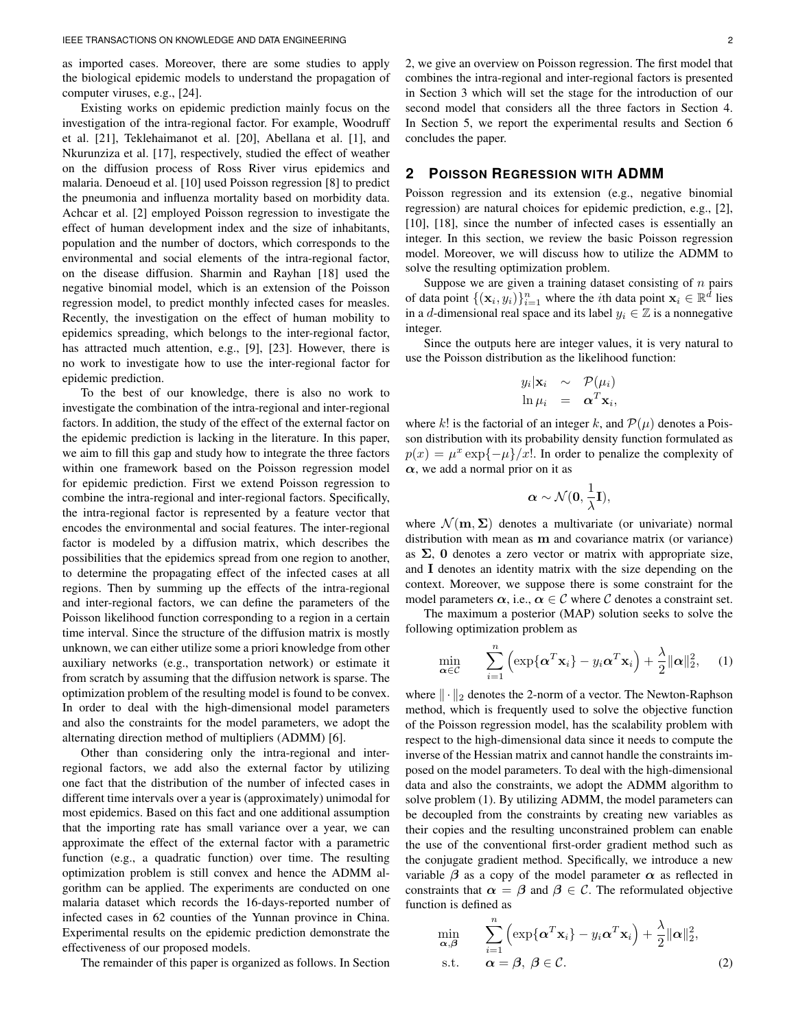as imported cases. Moreover, there are some studies to apply the biological epidemic models to understand the propagation of computer viruses, e.g., [24].

Existing works on epidemic prediction mainly focus on the investigation of the intra-regional factor. For example, Woodruff et al. [21], Teklehaimanot et al. [20], Abellana et al. [1], and Nkurunziza et al. [17], respectively, studied the effect of weather on the diffusion process of Ross River virus epidemics and malaria. Denoeud et al. [10] used Poisson regression [8] to predict the pneumonia and influenza mortality based on morbidity data. Achcar et al. [2] employed Poisson regression to investigate the effect of human development index and the size of inhabitants, population and the number of doctors, which corresponds to the environmental and social elements of the intra-regional factor, on the disease diffusion. Sharmin and Rayhan [18] used the negative binomial model, which is an extension of the Poisson regression model, to predict monthly infected cases for measles. Recently, the investigation on the effect of human mobility to epidemics spreading, which belongs to the inter-regional factor, has attracted much attention, e.g., [9], [23]. However, there is no work to investigate how to use the inter-regional factor for epidemic prediction.

To the best of our knowledge, there is also no work to investigate the combination of the intra-regional and inter-regional factors. In addition, the study of the effect of the external factor on the epidemic prediction is lacking in the literature. In this paper, we aim to fill this gap and study how to integrate the three factors within one framework based on the Poisson regression model for epidemic prediction. First we extend Poisson regression to combine the intra-regional and inter-regional factors. Specifically, the intra-regional factor is represented by a feature vector that encodes the environmental and social features. The inter-regional factor is modeled by a diffusion matrix, which describes the possibilities that the epidemics spread from one region to another, to determine the propagating effect of the infected cases at all regions. Then by summing up the effects of the intra-regional and inter-regional factors, we can define the parameters of the Poisson likelihood function corresponding to a region in a certain time interval. Since the structure of the diffusion matrix is mostly unknown, we can either utilize some a priori knowledge from other auxiliary networks (e.g., transportation network) or estimate it from scratch by assuming that the diffusion network is sparse. The optimization problem of the resulting model is found to be convex. In order to deal with the high-dimensional model parameters and also the constraints for the model parameters, we adopt the alternating direction method of multipliers (ADMM) [6].

Other than considering only the intra-regional and inter-regional factors, we add also the external factor by utilizing one fact that the distribution of the number of infected cases in different time intervals over a year is (approximately) unimodal for most epidemics. Based on this fact and one additional assumption that the importing rate has small variance over a year, we can approximate the effect of the external factor with a parametric function (e.g., a quadratic function) over time. The resulting optimization problem is still convex and hence the ADMM algorithm can be applied. The experiments are conducted on one malaria dataset which records the 16-days-reported number of infected cases in 62 counties of the Yunnan province in China. Experimental results on the epidemic prediction demonstrate the effectiveness of our proposed models.

The remainder of this paper is organized as follows. In Section 2, we give an overview on Poisson regression. The first model that combines the intra-regional and inter-regional factors is presented in Section 3 which will set the stage for the introduction of our second model that considers all the three factors in Section 4. In Section 5, we report the experimental results and Section 6 concludes the paper.

## 2 Poisson Regression with ADMM

Poisson regression and its extension (e.g., negative binomial regression) are natural choices for epidemic prediction, e.g., [2], [10], [18], since the number of infected cases is essentially an integer. In this section, we review the basic Poisson regression model. Moreover, we will discuss how to utilize the ADMM to solve the resulting optimization problem.

Suppose we are given a training dataset consisting of $n$ pairs of data point $\{(\mathbf{x}_i, y_i)\}_{i=1}^n$ where the $i$th data point $\mathbf{x}_i \in \mathbb{R}^d$ lies in a $d$-dimensional real space and its label $y_i \in \mathbb{Z}$ is a nonnegative integer.

Since the outputs here are integer values, it is very natural to use the Poisson distribution as the likelihood function:

$$
\begin{aligned}
y_i|\mathbf{x}_i &\sim \mathcal{P}(\mu_i) \\
\ln \mu_i &= \boldsymbol{\alpha}^T \mathbf{x}_i,
\end{aligned}
$$

where $k!$ is the factorial of an integer $k$, and $\mathcal{P}(\mu)$ denotes a Poisson distribution with its probability density function formulated as $p(x) = \mu^x \exp\{-\mu\}/x!$. In order to penalize the complexity of $\boldsymbol{\alpha}$, we add a normal prior on it as

$$
\boldsymbol{\alpha} \sim \mathcal{N}(\mathbf{0}, \frac{1}{\lambda}\mathbf{I}),
$$

where $\mathcal{N}(\mathbf{m}, \boldsymbol{\Sigma})$ denotes a multivariate (or univariate) normal distribution with mean as $\mathbf{m}$ and covariance matrix (or variance) as $\boldsymbol{\Sigma}$, $\mathbf{0}$ denotes a zero vector or matrix with appropriate size, and $\mathbf{I}$ denotes an identity matrix with the size depending on the context. Moreover, we suppose there is some constraint for the model parameters $\boldsymbol{\alpha}$, i.e., $\boldsymbol{\alpha} \in \mathcal{C}$ where $\mathcal{C}$ denotes a constraint set.

The maximum a posterior (MAP) solution seeks to solve the following optimization problem as

$$
\min_{\boldsymbol{\alpha} \in \mathcal{C}} \quad \sum_{i=1}^{n} \left( \exp\{\boldsymbol{\alpha}^T \mathbf{x}_i\} - y_i \boldsymbol{\alpha}^T \mathbf{x}_i \right) + \frac{\lambda}{2} \|\boldsymbol{\alpha}\|_2^2, \tag{1}
$$

where $\|\cdot\|_2$ denotes the 2-norm of a vector. The Newton-Raphson method, which is frequently used to solve the objective function of the Poisson regression model, has the scalability problem with respect to the high-dimensional data since it needs to compute the inverse of the Hessian matrix and cannot handle the constraints imposed on the model parameters. To deal with the high-dimensional data and also the constraints, we adopt the ADMM algorithm to solve problem (1). By utilizing ADMM, the model parameters can be decoupled from the constraints by creating new variables as their copies and the resulting unconstrained problem can enable the use of the conventional first-order gradient method such as the conjugate gradient method. Specifically, we introduce a new variable $\boldsymbol{\beta}$ as a copy of the model parameter $\boldsymbol{\alpha}$ as reflected in constraints that $\boldsymbol{\alpha} = \boldsymbol{\beta}$ and $\boldsymbol{\beta} \in \mathcal{C}$. The reformulated objective function is defined as

$$
\begin{aligned}
\min_{\boldsymbol{\alpha}, \boldsymbol{\beta}} \quad & \sum_{i=1}^{n} \left( \exp\{\boldsymbol{\alpha}^T \mathbf{x}_i\} - y_i \boldsymbol{\alpha}^T \mathbf{x}_i \right) + \frac{\lambda}{2} \|\boldsymbol{\alpha}\|_2^2, \\
\text{s.t.} \quad & \boldsymbol{\alpha} = \boldsymbol{\beta}, \ \boldsymbol{\beta} \in \mathcal{C}.
\end{aligned} \tag{2}
$$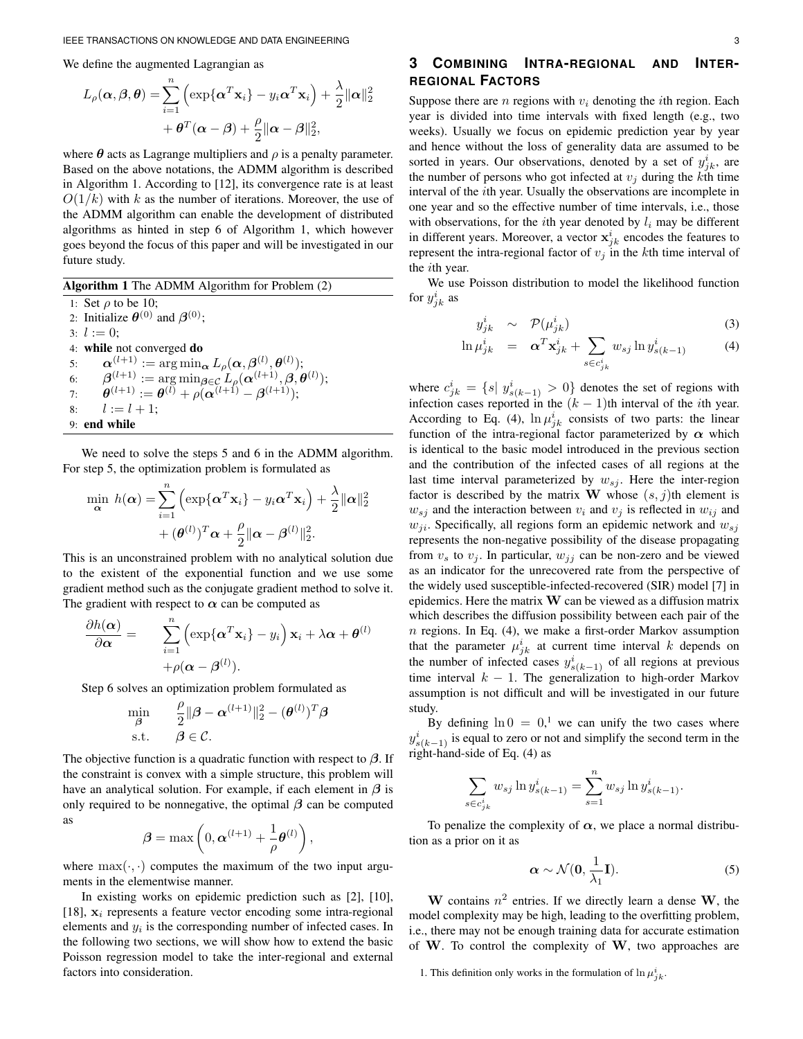We define the augmented Lagrangian as

$$L_\rho(\boldsymbol{\alpha}, \boldsymbol{\beta}, \boldsymbol{\theta}) = \sum_{i=1}^{n} \Big( \exp\{\boldsymbol{\alpha}^T \mathbf{x}_i\} - y_i \boldsymbol{\alpha}^T \mathbf{x}_i \Big) + \frac{\lambda}{2} \|\boldsymbol{\alpha}\|_2^2 + \boldsymbol{\theta}^T (\boldsymbol{\alpha} - \boldsymbol{\beta}) + \frac{\rho}{2} \|\boldsymbol{\alpha} - \boldsymbol{\beta}\|_2^2,$$

where $\boldsymbol{\theta}$ acts as Lagrange multipliers and $\rho$ is a penalty parameter. Based on the above notations, the ADMM algorithm is described in Algorithm 1. According to [12], its convergence rate is at least $O(1/k)$ with $k$ as the number of iterations. Moreover, the use of the ADMM algorithm can enable the development of distributed algorithms as hinted in step 6 of Algorithm 1, which however goes beyond the focus of this paper and will be investigated in our future study.

**Algorithm 1** The ADMM Algorithm for Problem (2)

```
1: Set ρ to be 10;
2: Initialize θ^(0) and β^(0);
3: l := 0;
4: while not converged do
5:     α^(l+1) := argmin_α L_ρ(α, β^(l), θ^(l));
6:     β^(l+1) := argmin_{β∈C} L_ρ(α^(l+1), β, θ^(l));
7:     θ^(l+1) := θ^(l) + ρ(α^(l+1) − β^(l+1));
8:     l := l + 1;
9: end while
```

We need to solve the steps 5 and 6 in the ADMM algorithm. For step 5, the optimization problem is formulated as

$$\min_{\boldsymbol{\alpha}} \ h(\boldsymbol{\alpha}) = \sum_{i=1}^{n} \Big( \exp\{\boldsymbol{\alpha}^T \mathbf{x}_i\} - y_i \boldsymbol{\alpha}^T \mathbf{x}_i \Big) + \frac{\lambda}{2} \|\boldsymbol{\alpha}\|_2^2 + (\boldsymbol{\theta}^{(l)})^T \boldsymbol{\alpha} + \frac{\rho}{2} \|\boldsymbol{\alpha} - \boldsymbol{\beta}^{(l)}\|_2^2.$$

This is an unconstrained problem with no analytical solution due to the existent of the exponential function and we use some gradient method such as the conjugate gradient method to solve it. The gradient with respect to $\boldsymbol{\alpha}$ can be computed as

$$\frac{\partial h(\boldsymbol{\alpha})}{\partial \boldsymbol{\alpha}} = \sum_{i=1}^{n} \Big( \exp\{\boldsymbol{\alpha}^T \mathbf{x}_i\} - y_i \Big) \mathbf{x}_i + \lambda \boldsymbol{\alpha} + \boldsymbol{\theta}^{(l)} + \rho(\boldsymbol{\alpha} - \boldsymbol{\beta}^{(l)}).$$

Step 6 solves an optimization problem formulated as

$$\min_{\boldsymbol{\beta}} \quad \frac{\rho}{2} \|\boldsymbol{\beta} - \boldsymbol{\alpha}^{(l+1)}\|_2^2 - (\boldsymbol{\theta}^{(l)})^T \boldsymbol{\beta} \quad \text{s.t.} \quad \boldsymbol{\beta} \in \mathcal{C}.$$

The objective function is a quadratic function with respect to $\boldsymbol{\beta}$. If the constraint is convex with a simple structure, this problem will have an analytical solution. For example, if each element in $\boldsymbol{\beta}$ is only required to be nonnegative, the optimal $\boldsymbol{\beta}$ can be computed as

$$\boldsymbol{\beta} = \max\left(0, \boldsymbol{\alpha}^{(l+1)} + \frac{1}{\rho} \boldsymbol{\theta}^{(l)}\right),$$

where $\max(\cdot, \cdot)$ computes the maximum of the two input arguments in the elementwise manner.

In existing works on epidemic prediction such as [2], [10], [18], $\mathbf{x}_i$ represents a feature vector encoding some intra-regional elements and $y_i$ is the corresponding number of infected cases. In the following two sections, we will show how to extend the basic Poisson regression model to take the inter-regional and external factors into consideration.

## 3 Combining Intra-regional and Inter-regional Factors

Suppose there are $n$ regions with $v_i$ denoting the $i$th region. Each year is divided into time intervals with fixed length (e.g., two weeks). Usually we focus on epidemic prediction year by year and hence without the loss of generality data are assumed to be sorted in years. Our observations, denoted by a set of $y^i_{jk}$, are the number of persons who got infected at $v_j$ during the $k$th time interval of the $i$th year. Usually the observations are incomplete in one year and so the effective number of time intervals, i.e., those with observations, for the $i$th year denoted by $l_i$ may be different in different years. Moreover, a vector $\mathbf{x}^i_{jk}$ encodes the features to represent the intra-regional factor of $v_j$ in the $k$th time interval of the $i$th year.

We use Poisson distribution to model the likelihood function for $y^i_{jk}$ as

$$y^i_{jk} \sim \mathcal{P}(\mu^i_{jk}) \tag{3}$$

$$\ln \mu^i_{jk} = \boldsymbol{\alpha}^T \mathbf{x}^i_{jk} + \sum_{s \in c^i_{jk}} w_{sj} \ln y^i_{s(k-1)} \tag{4}$$

where $c^i_{jk} = \{s | \ y^i_{s(k-1)} > 0\}$ denotes the set of regions with infection cases reported in the $(k-1)$th interval of the $i$th year. According to Eq. (4), $\ln \mu^i_{jk}$ consists of two parts: the linear function of the intra-regional factor parameterized by $\boldsymbol{\alpha}$ which is identical to the basic model introduced in the previous section and the contribution of the infected cases of all regions at the last time interval parameterized by $w_{sj}$. Here the inter-region factor is described by the matrix $\mathbf{W}$ whose $(s, j)$th element is $w_{sj}$ and the interaction between $v_i$ and $v_j$ is reflected in $w_{ij}$ and $w_{ji}$. Specifically, all regions form an epidemic network and $w_{sj}$ represents the non-negative possibility of the disease propagating from $v_s$ to $v_j$. In particular, $w_{jj}$ can be non-zero and be viewed as an indicator for the unrecovered rate from the perspective of the widely used susceptible-infected-recovered (SIR) model [7] in epidemics. Here the matrix $\mathbf{W}$ can be viewed as a diffusion matrix which describes the diffusion possibility between each pair of the $n$ regions. In Eq. (4), we make a first-order Markov assumption that the parameter $\mu^i_{jk}$ at current time interval $k$ depends on the number of infected cases $y^i_{s(k-1)}$ of all regions at previous time interval $k-1$. The generalization to high-order Markov assumption is not difficult and will be investigated in our future study.

By defining $\ln 0 = 0$,[1] we can unify the two cases where $y^i_{s(k-1)}$ is equal to zero or not and simplify the second term in the right-hand-side of Eq. (4) as

$$\sum_{s \in c^i_{jk}} w_{sj} \ln y^i_{s(k-1)} = \sum_{s=1}^{n} w_{sj} \ln y^i_{s(k-1)}.$$

To penalize the complexity of $\boldsymbol{\alpha}$, we place a normal distribution as a prior on it as

$$\boldsymbol{\alpha} \sim \mathcal{N}(\mathbf{0}, \frac{1}{\lambda_1} \mathbf{I}). \tag{5}$$

$\mathbf{W}$ contains $n^2$ entries. If we directly learn a dense $\mathbf{W}$, the model complexity may be high, leading to the overfitting problem, i.e., there may not be enough training data for accurate estimation of $\mathbf{W}$. To control the complexity of $\mathbf{W}$, two approaches are

1. This definition only works in the formulation of $\ln \mu^i_{jk}$.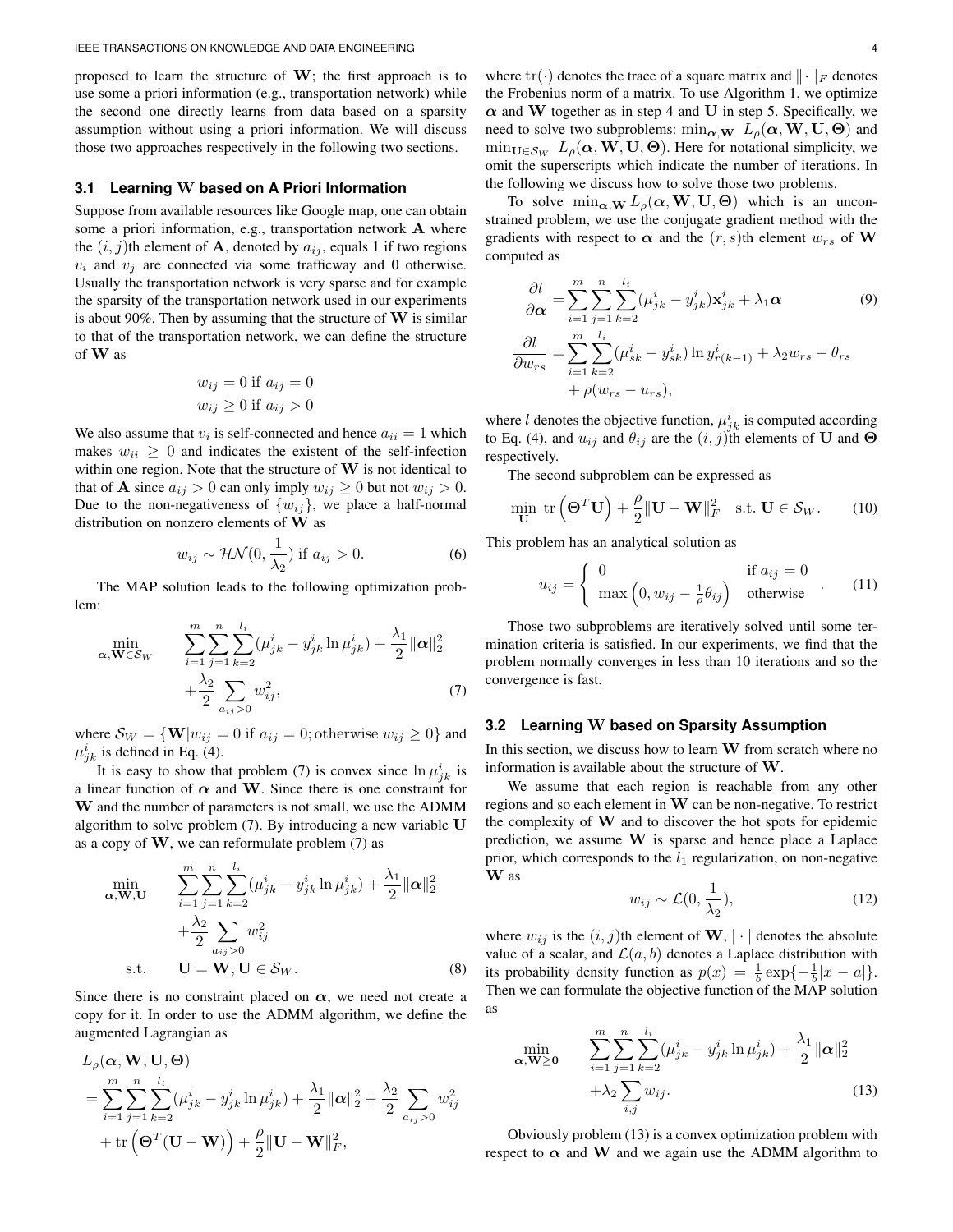proposed to learn the structure of $\mathbf{W}$; the first approach is to use some a priori information (e.g., transportation network) while the second one directly learns from data based on a sparsity assumption without using a priori information. We will discuss those two approaches respectively in the following two sections.

### 3.1 Learning $\mathbf{W}$ based on A Priori Information

Suppose from available resources like Google map, one can obtain some a priori information, e.g., transportation network $\mathbf{A}$ where the $(i, j)$th element of $\mathbf{A}$, denoted by $a_{ij}$, equals 1 if two regions $v_i$ and $v_j$ are connected via some trafficway and 0 otherwise. Usually the transportation network is very sparse and for example the sparsity of the transportation network used in our experiments is about 90%. Then by assuming that the structure of $\mathbf{W}$ is similar to that of the transportation network, we can define the structure of $\mathbf{W}$ as

$$w_{ij} = 0 \text{ if } a_{ij} = 0$$
$$w_{ij} \geq 0 \text{ if } a_{ij} > 0$$

We also assume that $v_i$ is self-connected and hence $a_{ii} = 1$ which makes $w_{ii} \geq 0$ and indicates the existent of the self-infection within one region. Note that the structure of $\mathbf{W}$ is not identical to that of $\mathbf{A}$ since $a_{ij} > 0$ can only imply $w_{ij} \geq 0$ but not $w_{ij} > 0$. Due to the non-negativeness of $\{w_{ij}\}$, we place a half-normal distribution on nonzero elements of $\mathbf{W}$ as

$$w_{ij} \sim \mathcal{HN}(0, \frac{1}{\lambda_2}) \text{ if } a_{ij} > 0. \tag{6}$$

The MAP solution leads to the following optimization problem:

$$\min_{\boldsymbol{\alpha}, \mathbf{W} \in \mathcal{S}_W} \quad \sum_{i=1}^{m}\sum_{j=1}^{n}\sum_{k=2}^{l_i}(\mu_{jk}^i - y_{jk}^i \ln \mu_{jk}^i) + \frac{\lambda_1}{2}\|\boldsymbol{\alpha}\|_2^2 + \frac{\lambda_2}{2}\sum_{a_{ij}>0} w_{ij}^2, \tag{7}$$

where $\mathcal{S}_W = \{\mathbf{W} | w_{ij} = 0 \text{ if } a_{ij} = 0; \text{otherwise } w_{ij} \geq 0\}$ and $\mu_{jk}^i$ is defined in Eq. (4).

It is easy to show that problem (7) is convex since $\ln \mu_{jk}^i$ is a linear function of $\boldsymbol{\alpha}$ and $\mathbf{W}$. Since there is one constraint for $\mathbf{W}$ and the number of parameters is not small, we use the ADMM algorithm to solve problem (7). By introducing a new variable $\mathbf{U}$ as a copy of $\mathbf{W}$, we can reformulate problem (7) as

$$\begin{aligned}
\min_{\boldsymbol{\alpha}, \mathbf{W}, \mathbf{U}} \quad & \sum_{i=1}^{m}\sum_{j=1}^{n}\sum_{k=2}^{l_i}(\mu_{jk}^i - y_{jk}^i \ln \mu_{jk}^i) + \frac{\lambda_1}{2}\|\boldsymbol{\alpha}\|_2^2 \\
& + \frac{\lambda_2}{2}\sum_{a_{ij}>0} w_{ij}^2 \\
\text{s.t.} \quad & \mathbf{U} = \mathbf{W}, \mathbf{U} \in \mathcal{S}_W.
\end{aligned} \tag{8}$$

Since there is no constraint placed on $\boldsymbol{\alpha}$, we need not create a copy for it. In order to use the ADMM algorithm, we define the augmented Lagrangian as

$$\begin{aligned}
& L_\rho(\boldsymbol{\alpha}, \mathbf{W}, \mathbf{U}, \boldsymbol{\Theta}) \\
&= \sum_{i=1}^{m}\sum_{j=1}^{n}\sum_{k=2}^{l_i}(\mu_{jk}^i - y_{jk}^i \ln \mu_{jk}^i) + \frac{\lambda_1}{2}\|\boldsymbol{\alpha}\|_2^2 + \frac{\lambda_2}{2}\sum_{a_{ij}>0} w_{ij}^2 \\
&\quad + \text{tr}\left(\boldsymbol{\Theta}^T(\mathbf{U} - \mathbf{W})\right) + \frac{\rho}{2}\|\mathbf{U} - \mathbf{W}\|_F^2,
\end{aligned}$$

where $\text{tr}(\cdot)$ denotes the trace of a square matrix and $\|\cdot\|_F$ denotes the Frobenius norm of a matrix. To use Algorithm 1, we optimize $\boldsymbol{\alpha}$ and $\mathbf{W}$ together as in step 4 and $\mathbf{U}$ in step 5. Specifically, we need to solve two subproblems: $\min_{\boldsymbol{\alpha}, \mathbf{W}} \; L_\rho(\boldsymbol{\alpha}, \mathbf{W}, \mathbf{U}, \boldsymbol{\Theta})$ and $\min_{\mathbf{U} \in \mathcal{S}_W} \; L_\rho(\boldsymbol{\alpha}, \mathbf{W}, \mathbf{U}, \boldsymbol{\Theta})$. Here for notational simplicity, we omit the superscripts which indicate the number of iterations. In the following we discuss how to solve those two problems.

To solve $\min_{\boldsymbol{\alpha}, \mathbf{W}} L_\rho(\boldsymbol{\alpha}, \mathbf{W}, \mathbf{U}, \boldsymbol{\Theta})$ which is an unconstrained problem, we use the conjugate gradient method with the gradients with respect to $\boldsymbol{\alpha}$ and the $(r, s)$th element $w_{rs}$ of $\mathbf{W}$ computed as

$$\begin{aligned}
\frac{\partial l}{\partial \boldsymbol{\alpha}} &= \sum_{i=1}^{m}\sum_{j=1}^{n}\sum_{k=2}^{l_i}(\mu_{jk}^i - y_{jk}^i)\mathbf{x}_{jk}^i + \lambda_1 \boldsymbol{\alpha} \\
\frac{\partial l}{\partial w_{rs}} &= \sum_{i=1}^{m}\sum_{k=2}^{l_i}(\mu_{sk}^i - y_{sk}^i)\ln y_{r(k-1)}^i + \lambda_2 w_{rs} - \theta_{rs} \\
&\quad + \rho(w_{rs} - u_{rs}),
\end{aligned} \tag{9}$$

where $l$ denotes the objective function, $\mu_{jk}^i$ is computed according to Eq. (4), and $u_{ij}$ and $\theta_{ij}$ are the $(i, j)$th elements of $\mathbf{U}$ and $\boldsymbol{\Theta}$ respectively.

The second subproblem can be expressed as

$$\min_{\mathbf{U}} \; \text{tr}\left(\boldsymbol{\Theta}^T\mathbf{U}\right) + \frac{\rho}{2}\|\mathbf{U} - \mathbf{W}\|_F^2 \quad \text{s.t. } \mathbf{U} \in \mathcal{S}_W. \tag{10}$$

This problem has an analytical solution as

$$u_{ij} = \begin{cases} 0 & \text{if } a_{ij} = 0 \\ \max\left(0, w_{ij} - \frac{1}{\rho}\theta_{ij}\right) & \text{otherwise} \end{cases}. \tag{11}$$

Those two subproblems are iteratively solved until some termination criteria is satisfied. In our experiments, we find that the problem normally converges in less than 10 iterations and so the convergence is fast.

### 3.2 Learning $\mathbf{W}$ based on Sparsity Assumption

In this section, we discuss how to learn $\mathbf{W}$ from scratch where no information is available about the structure of $\mathbf{W}$.

We assume that each region is reachable from any other regions and so each element in $\mathbf{W}$ can be non-negative. To restrict the complexity of $\mathbf{W}$ and to discover the hot spots for epidemic prediction, we assume $\mathbf{W}$ is sparse and hence place a Laplace prior, which corresponds to the $l_1$ regularization, on non-negative $\mathbf{W}$ as

$$w_{ij} \sim \mathcal{L}(0, \frac{1}{\lambda_2}), \tag{12}$$

where $w_{ij}$ is the $(i, j)$th element of $\mathbf{W}$, $|\cdot|$ denotes the absolute value of a scalar, and $\mathcal{L}(a, b)$ denotes a Laplace distribution with its probability density function as $p(x) = \frac{1}{b}\exp\{-\frac{1}{b}|x - a|\}$. Then we can formulate the objective function of the MAP solution as

$$\begin{aligned}
\min_{\boldsymbol{\alpha}, \mathbf{W} \geq \mathbf{0}} \quad & \sum_{i=1}^{m}\sum_{j=1}^{n}\sum_{k=2}^{l_i}(\mu_{jk}^i - y_{jk}^i \ln \mu_{jk}^i) + \frac{\lambda_1}{2}\|\boldsymbol{\alpha}\|_2^2 \\
& + \lambda_2 \sum_{i,j} w_{ij}.
\end{aligned} \tag{13}$$

Obviously problem (13) is a convex optimization problem with respect to $\boldsymbol{\alpha}$ and $\mathbf{W}$ and we again use the ADMM algorithm to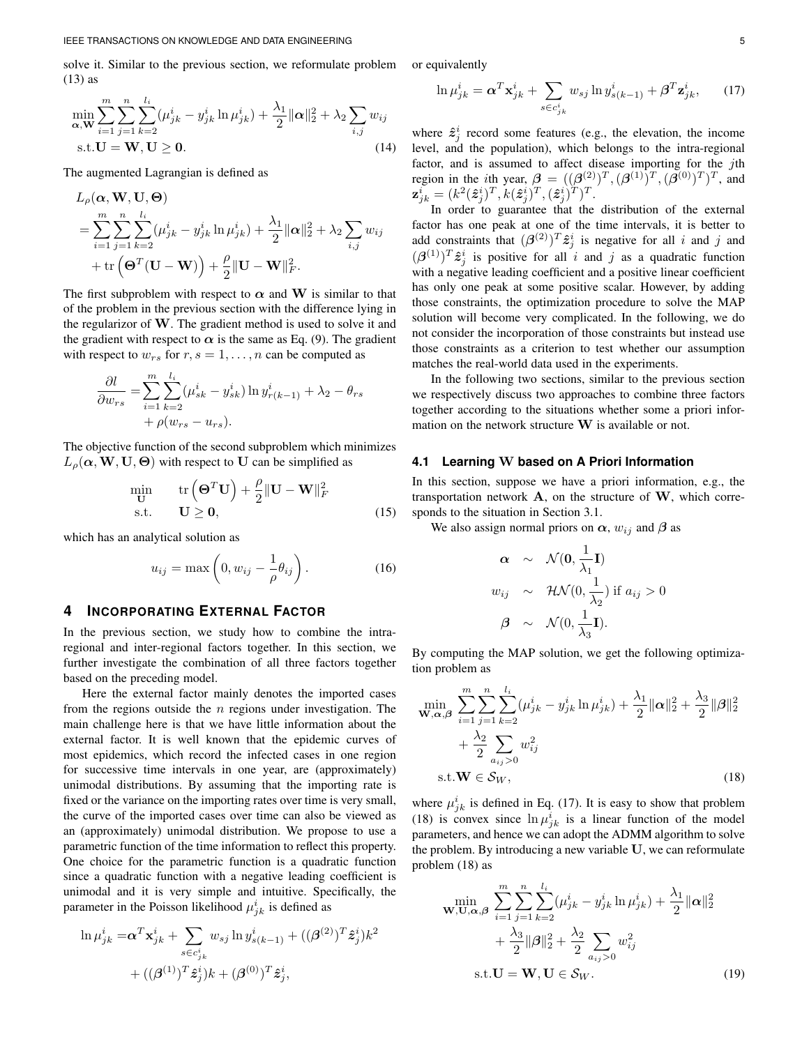solve it. Similar to the previous section, we reformulate problem (13) as

$$\min_{\boldsymbol{\alpha},\mathbf{W}} \sum_{i=1}^{m}\sum_{j=1}^{n}\sum_{k=2}^{l_i}(\mu_{jk}^i - y_{jk}^i \ln \mu_{jk}^i) + \frac{\lambda_1}{2}\|\boldsymbol{\alpha}\|_2^2 + \lambda_2 \sum_{i,j} w_{ij}$$
$$\text{s.t.} \mathbf{U} = \mathbf{W}, \mathbf{U} \geq \mathbf{0}. \tag{14}$$

The augmented Lagrangian is defined as

$$\begin{aligned}
&L_\rho(\boldsymbol{\alpha}, \mathbf{W}, \mathbf{U}, \boldsymbol{\Theta}) \\
&= \sum_{i=1}^{m}\sum_{j=1}^{n}\sum_{k=2}^{l_i}(\mu_{jk}^i - y_{jk}^i \ln \mu_{jk}^i) + \frac{\lambda_1}{2}\|\boldsymbol{\alpha}\|_2^2 + \lambda_2 \sum_{i,j} w_{ij} \\
&\quad + \operatorname{tr}\left(\boldsymbol{\Theta}^T(\mathbf{U} - \mathbf{W})\right) + \frac{\rho}{2}\|\mathbf{U} - \mathbf{W}\|_F^2.
\end{aligned}$$

The first subproblem with respect to $\boldsymbol{\alpha}$ and $\mathbf{W}$ is similar to that of the problem in the previous section with the difference lying in the regularizor of $\mathbf{W}$. The gradient method is used to solve it and the gradient with respect to $\boldsymbol{\alpha}$ is the same as Eq. (9). The gradient with respect to $w_{rs}$ for $r, s = 1, \ldots, n$ can be computed as

$$\begin{aligned}
\frac{\partial l}{\partial w_{rs}} =& \sum_{i=1}^{m}\sum_{k=2}^{l_i}(\mu_{sk}^i - y_{sk}^i)\ln y_{r(k-1)}^i + \lambda_2 - \theta_{rs} \\
&+ \rho(w_{rs} - u_{rs}).
\end{aligned}$$

The objective function of the second subproblem which minimizes $L_\rho(\boldsymbol{\alpha}, \mathbf{W}, \mathbf{U}, \boldsymbol{\Theta})$ with respect to $\mathbf{U}$ can be simplified as

$$\begin{aligned}
\min_{\mathbf{U}} \quad & \operatorname{tr}\left(\boldsymbol{\Theta}^T\mathbf{U}\right) + \frac{\rho}{2}\|\mathbf{U} - \mathbf{W}\|_F^2 \\
\text{s.t.} \quad & \mathbf{U} \geq \mathbf{0},
\end{aligned} \tag{15}$$

which has an analytical solution as

$$u_{ij} = \max\left(0, w_{ij} - \frac{1}{\rho}\theta_{ij}\right). \tag{16}$$

## 4 Incorporating External Factor

In the previous section, we study how to combine the intra-regional and inter-regional factors together. In this section, we further investigate the combination of all three factors together based on the preceding model.

Here the external factor mainly denotes the imported cases from the regions outside the $n$ regions under investigation. The main challenge here is that we have little information about the external factor. It is well known that the epidemic curves of most epidemics, which record the infected cases in one region for successive time intervals in one year, are (approximately) unimodal distributions. By assuming that the importing rate is fixed or the variance on the importing rates over time is very small, the curve of the imported cases over time can also be viewed as an (approximately) unimodal distribution. We propose to use a parametric function of the time information to reflect this property. One choice for the parametric function is a quadratic function since a quadratic function with a negative leading coefficient is unimodal and it is very simple and intuitive. Specifically, the parameter in the Poisson likelihood $\mu_{jk}^i$ is defined as

$$\begin{aligned}
\ln \mu_{jk}^i =& \boldsymbol{\alpha}^T\mathbf{x}_{jk}^i + \sum_{s \in c_{jk}^i} w_{sj} \ln y_{s(k-1)}^i + ((\boldsymbol{\beta}^{(2)})^T\hat{\boldsymbol{z}}_j^i)k^2 \\
&+ ((\boldsymbol{\beta}^{(1)})^T\hat{\boldsymbol{z}}_j^i)k + (\boldsymbol{\beta}^{(0)})^T\hat{\boldsymbol{z}}_j^i,
\end{aligned}$$

or equivalently

$$\ln \mu_{jk}^i = \boldsymbol{\alpha}^T\mathbf{x}_{jk}^i + \sum_{s \in c_{jk}^i} w_{sj} \ln y_{s(k-1)}^i + \boldsymbol{\beta}^T\mathbf{z}_{jk}^i, \tag{17}$$

where $\hat{\boldsymbol{z}}_j^i$ record some features (e.g., the elevation, the income level, and the population), which belongs to the intra-regional factor, and is assumed to affect disease importing for the $j$th region in the $i$th year, $\boldsymbol{\beta} = ((\boldsymbol{\beta}^{(2)})^T, (\boldsymbol{\beta}^{(1)})^T, (\boldsymbol{\beta}^{(0)})^T)^T$, and $\mathbf{z}_{jk}^i = (k^2(\hat{\boldsymbol{z}}_j^i)^T, k(\hat{\boldsymbol{z}}_j^i)^T, (\hat{\boldsymbol{z}}_j^i)^T)^T$.

In order to guarantee that the distribution of the external factor has one peak at one of the time intervals, it is better to add constraints that $(\boldsymbol{\beta}^{(2)})^T\hat{\boldsymbol{z}}_j^i$ is negative for all $i$ and $j$ and $(\boldsymbol{\beta}^{(1)})^T\hat{\boldsymbol{z}}_j^i$ is positive for all $i$ and $j$ as a quadratic function with a negative leading coefficient and a positive linear coefficient has only one peak at some positive scalar. However, by adding those constraints, the optimization procedure to solve the MAP solution will become very complicated. In the following, we do not consider the incorporation of those constraints but instead use those constraints as a criterion to test whether our assumption matches the real-world data used in the experiments.

In the following two sections, similar to the previous section we respectively discuss two approaches to combine three factors together according to the situations whether some a priori information on the network structure $\mathbf{W}$ is available or not.

### 4.1 Learning $\mathbf{W}$ based on A Priori Information

In this section, suppose we have a priori information, e.g., the transportation network $\mathbf{A}$, on the structure of $\mathbf{W}$, which corresponds to the situation in Section 3.1.

We also assign normal priors on $\boldsymbol{\alpha}$, $w_{ij}$ and $\boldsymbol{\beta}$ as

$$\begin{aligned}
\boldsymbol{\alpha} \quad &\sim \quad \mathcal{N}(\mathbf{0}, \frac{1}{\lambda_1}\mathbf{I}) \\
w_{ij} \quad &\sim \quad \mathcal{HN}(0, \frac{1}{\lambda_2}) \text{ if } a_{ij} > 0 \\
\boldsymbol{\beta} \quad &\sim \quad \mathcal{N}(0, \frac{1}{\lambda_3}\mathbf{I}).
\end{aligned}$$

By computing the MAP solution, we get the following optimization problem as

$$\begin{aligned}
\min_{\mathbf{W},\boldsymbol{\alpha},\boldsymbol{\beta}} \; & \sum_{i=1}^{m}\sum_{j=1}^{n}\sum_{k=2}^{l_i}(\mu_{jk}^i - y_{jk}^i \ln \mu_{jk}^i) + \frac{\lambda_1}{2}\|\boldsymbol{\alpha}\|_2^2 + \frac{\lambda_3}{2}\|\boldsymbol{\beta}\|_2^2 \\
& + \frac{\lambda_2}{2}\sum_{a_{ij}>0} w_{ij}^2 \\
\text{s.t.} \; & \mathbf{W} \in \mathcal{S}_W,
\end{aligned} \tag{18}$$

where $\mu_{jk}^i$ is defined in Eq. (17). It is easy to show that problem (18) is convex since $\ln \mu_{jk}^i$ is a linear function of the model parameters, and hence we can adopt the ADMM algorithm to solve the problem. By introducing a new variable $\mathbf{U}$, we can reformulate problem (18) as

$$\begin{aligned}
\min_{\mathbf{W},\mathbf{U},\boldsymbol{\alpha},\boldsymbol{\beta}} \; & \sum_{i=1}^{m}\sum_{j=1}^{n}\sum_{k=2}^{l_i}(\mu_{jk}^i - y_{jk}^i \ln \mu_{jk}^i) + \frac{\lambda_1}{2}\|\boldsymbol{\alpha}\|_2^2 \\
& + \frac{\lambda_3}{2}\|\boldsymbol{\beta}\|_2^2 + \frac{\lambda_2}{2}\sum_{a_{ij}>0} w_{ij}^2 \\
\text{s.t.} \; & \mathbf{U} = \mathbf{W}, \mathbf{U} \in \mathcal{S}_W.
\end{aligned} \tag{19}$$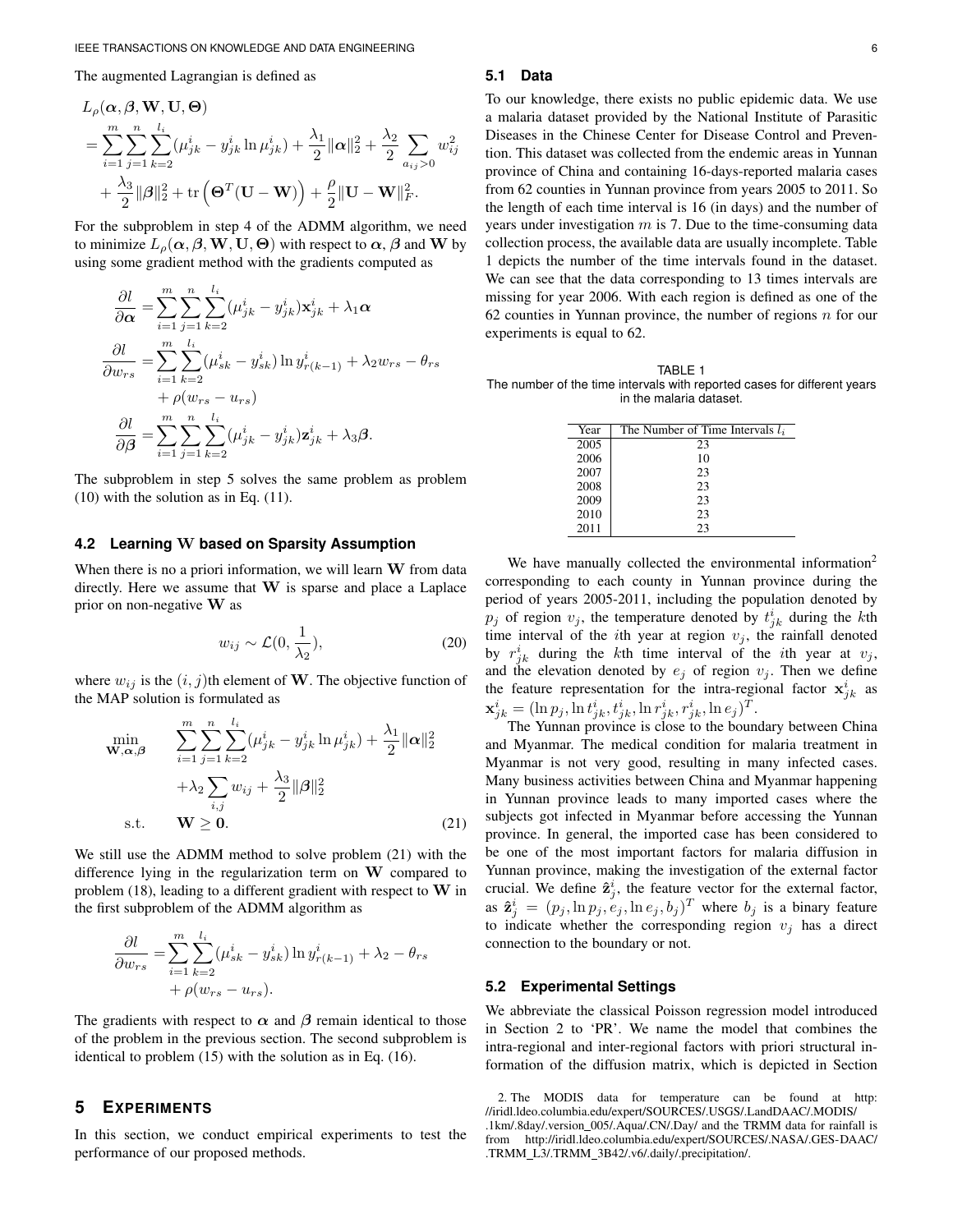The augmented Lagrangian is defined as

$$
\begin{aligned}
&L_\rho(\boldsymbol{\alpha}, \boldsymbol{\beta}, \mathbf{W}, \mathbf{U}, \boldsymbol{\Theta}) \\
&= \sum_{i=1}^{m}\sum_{j=1}^{n}\sum_{k=2}^{l_i}(\mu_{jk}^i - y_{jk}^i \ln \mu_{jk}^i) + \frac{\lambda_1}{2}\|\boldsymbol{\alpha}\|_2^2 + \frac{\lambda_2}{2}\sum_{a_{ij}>0} w_{ij}^2 \\
&\quad + \frac{\lambda_3}{2}\|\boldsymbol{\beta}\|_2^2 + \mathrm{tr}\left(\boldsymbol{\Theta}^T(\mathbf{U}-\mathbf{W})\right) + \frac{\rho}{2}\|\mathbf{U}-\mathbf{W}\|_F^2.
\end{aligned}
$$

For the subproblem in step 4 of the ADMM algorithm, we need to minimize $L_\rho(\boldsymbol{\alpha}, \boldsymbol{\beta}, \mathbf{W}, \mathbf{U}, \boldsymbol{\Theta})$ with respect to $\boldsymbol{\alpha}$, $\boldsymbol{\beta}$ and $\mathbf{W}$ by using some gradient method with the gradients computed as

$$
\begin{aligned}
\frac{\partial l}{\partial \boldsymbol{\alpha}} &= \sum_{i=1}^{m}\sum_{j=1}^{n}\sum_{k=2}^{l_i}(\mu_{jk}^i - y_{jk}^i)\mathbf{x}_{jk}^i + \lambda_1 \boldsymbol{\alpha} \\
\frac{\partial l}{\partial w_{rs}} &= \sum_{i=1}^{m}\sum_{k=2}^{l_i}(\mu_{sk}^i - y_{sk}^i)\ln y_{r(k-1)}^i + \lambda_2 w_{rs} - \theta_{rs} \\
&\quad + \rho(w_{rs} - u_{rs}) \\
\frac{\partial l}{\partial \boldsymbol{\beta}} &= \sum_{i=1}^{m}\sum_{j=1}^{n}\sum_{k=2}^{l_i}(\mu_{jk}^i - y_{jk}^i)\mathbf{z}_{jk}^i + \lambda_3 \boldsymbol{\beta}.
\end{aligned}
$$

The subproblem in step 5 solves the same problem as problem (10) with the solution as in Eq. (11).

### 4.2 Learning W based on Sparsity Assumption

When there is no a priori information, we will learn $\mathbf{W}$ from data directly. Here we assume that $\mathbf{W}$ is sparse and place a Laplace prior on non-negative $\mathbf{W}$ as

$$
w_{ij} \sim \mathcal{L}(0, \frac{1}{\lambda_2}), \tag{20}
$$

where $w_{ij}$ is the $(i, j)$th element of $\mathbf{W}$. The objective function of the MAP solution is formulated as

$$
\begin{aligned}
\min_{\mathbf{W},\boldsymbol{\alpha},\boldsymbol{\beta}} \quad & \sum_{i=1}^{m}\sum_{j=1}^{n}\sum_{k=2}^{l_i}(\mu_{jk}^i - y_{jk}^i \ln \mu_{jk}^i) + \frac{\lambda_1}{2}\|\boldsymbol{\alpha}\|_2^2 \\
& + \lambda_2 \sum_{i,j} w_{ij} + \frac{\lambda_3}{2}\|\boldsymbol{\beta}\|_2^2 \\
\text{s.t.} \quad & \mathbf{W} \geq \mathbf{0}.
\end{aligned} \tag{21}
$$

We still use the ADMM method to solve problem (21) with the difference lying in the regularization term on $\mathbf{W}$ compared to problem (18), leading to a different gradient with respect to $\mathbf{W}$ in the first subproblem of the ADMM algorithm as

$$
\begin{aligned}
\frac{\partial l}{\partial w_{rs}} &= \sum_{i=1}^{m}\sum_{k=2}^{l_i}(\mu_{sk}^i - y_{sk}^i)\ln y_{r(k-1)}^i + \lambda_2 - \theta_{rs} \\
&\quad + \rho(w_{rs} - u_{rs}).
\end{aligned}
$$

The gradients with respect to $\boldsymbol{\alpha}$ and $\boldsymbol{\beta}$ remain identical to those of the problem in the previous section. The second subproblem is identical to problem (15) with the solution as in Eq. (16).

## 5 Experiments

In this section, we conduct empirical experiments to test the performance of our proposed methods.

### 5.1 Data

To our knowledge, there exists no public epidemic data. We use a malaria dataset provided by the National Institute of Parasitic Diseases in the Chinese Center for Disease Control and Prevention. This dataset was collected from the endemic areas in Yunnan province of China and containing 16-days-reported malaria cases from 62 counties in Yunnan province from years 2005 to 2011. So the length of each time interval is 16 (in days) and the number of years under investigation $m$ is 7. Due to the time-consuming data collection process, the available data are usually incomplete. Table 1 depicts the number of the time intervals found in the dataset. We can see that the data corresponding to 13 times intervals are missing for year 2006. With each region is defined as one of the 62 counties in Yunnan province, the number of regions $n$ for our experiments is equal to 62.

TABLE 1
The number of the time intervals with reported cases for different years in the malaria dataset.

| Year | The Number of Time Intervals $l_i$ |
|---|---|
| 2005 | 23 |
| 2006 | 10 |
| 2007 | 23 |
| 2008 | 23 |
| 2009 | 23 |
| 2010 | 23 |
| 2011 | 23 |

We have manually collected the environmental information[2] corresponding to each county in Yunnan province during the period of years 2005-2011, including the population denoted by $p_j$ of region $v_j$, the temperature denoted by $t_{jk}^i$ during the $k$th time interval of the $i$th year at region $v_j$, the rainfall denoted by $r_{jk}^i$ during the $k$th time interval of the $i$th year at $v_j$, and the elevation denoted by $e_j$ of region $v_j$. Then we define the feature representation for the intra-regional factor $\mathbf{x}_{jk}^i$ as $\mathbf{x}_{jk}^i = (\ln p_j, \ln t_{jk}^i, t_{jk}^i, \ln r_{jk}^i, r_{jk}^i, \ln e_j)^T$.

The Yunnan province is close to the boundary between China and Myanmar. The medical condition for malaria treatment in Myanmar is not very good, resulting in many infected cases. Many business activities between China and Myanmar happening in Yunnan province leads to many imported cases where the subjects got infected in Myanmar before accessing the Yunnan province. In general, the imported case has been considered to be one of the most important factors for malaria diffusion in Yunnan province, making the investigation of the external factor crucial. We define $\hat{\mathbf{z}}_j^i$, the feature vector for the external factor, as $\hat{\mathbf{z}}_j^i = (p_j, \ln p_j, e_j, \ln e_j, b_j)^T$ where $b_j$ is a binary feature to indicate whether the corresponding region $v_j$ has a direct connection to the boundary or not.

### 5.2 Experimental Settings

We abbreviate the classical Poisson regression model introduced in Section 2 to 'PR'. We name the model that combines the intra-regional and inter-regional factors with priori structural information of the diffusion matrix, which is depicted in Section

2. The MODIS data for temperature can be found at http://iridl.ldeo.columbia.edu/expert/SOURCES/.USGS/.LandDAAC/.MODIS/.1km/.8day/.version_005/.Aqua/.CN/.Day/ and the TRMM data for rainfall is from http://iridl.ldeo.columbia.edu/expert/SOURCES/.NASA/.GES-DAAC/.TRMM_L3/.TRMM_3B42/.v6/.daily/.precipitation/.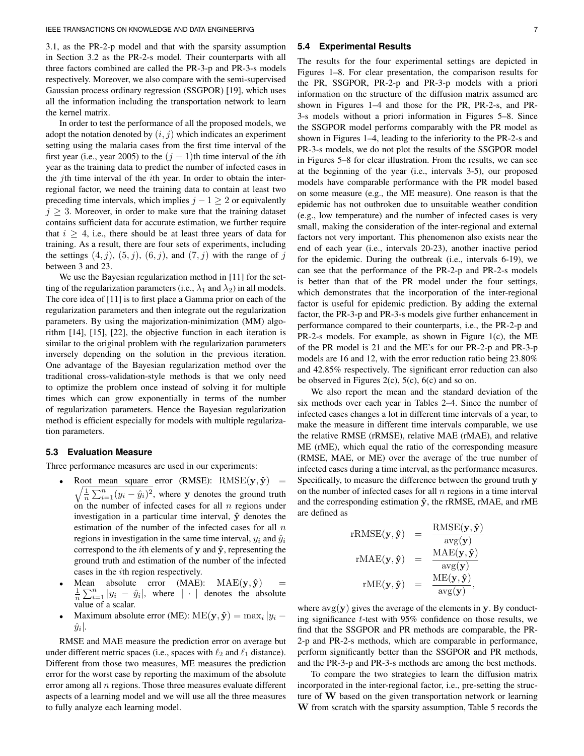3.1, as the PR-2-p model and that with the sparsity assumption in Section 3.2 as the PR-2-s model. Their counterparts with all three factors combined are called the PR-3-p and PR-3-s models respectively. Moreover, we also compare with the semi-supervised Gaussian process ordinary regression (SSGPOR) [19], which uses all the information including the transportation network to learn the kernel matrix.

In order to test the performance of all the proposed models, we adopt the notation denoted by $(i, j)$ which indicates an experiment setting using the malaria cases from the first time interval of the first year (i.e., year 2005) to the $(j-1)$th time interval of the $i$th year as the training data to predict the number of infected cases in the $j$th time interval of the $i$th year. In order to obtain the inter-regional factor, we need the training data to contain at least two preceding time intervals, which implies $j - 1 \geq 2$ or equivalently $j \geq 3$. Moreover, in order to make sure that the training dataset contains sufficient data for accurate estimation, we further require that $i \geq 4$, i.e., there should be at least three years of data for training. As a result, there are four sets of experiments, including the settings $(4, j)$, $(5, j)$, $(6, j)$, and $(7, j)$ with the range of $j$ between 3 and 23.

We use the Bayesian regularization method in [11] for the setting of the regularization parameters (i.e., $\lambda_1$ and $\lambda_2$) in all models. The core idea of [11] is to first place a Gamma prior on each of the regularization parameters and then integrate out the regularization parameters. By using the majorization-minimization (MM) algorithm [14], [15], [22], the objective function in each iteration is similar to the original problem with the regularization parameters inversely depending on the solution in the previous iteration. One advantage of the Bayesian regularization method over the traditional cross-validation-style methods is that we only need to optimize the problem once instead of solving it for multiple times which can grow exponentially in terms of the number of regularization parameters. Hence the Bayesian regularization method is efficient especially for models with multiple regularization parameters.

### 5.3 Evaluation Measure

Three performance measures are used in our experiments:

- Root mean square error (RMSE): $\text{RMSE}(\mathbf{y}, \hat{\mathbf{y}}) = \sqrt{\frac{1}{n}\sum_{i=1}^{n}(y_i - \hat{y}_i)^2}$, where $\mathbf{y}$ denotes the ground truth on the number of infected cases for all $n$ regions under investigation in a particular time interval, $\hat{\mathbf{y}}$ denotes the estimation of the number of the infected cases for all $n$ regions in investigation in the same time interval, $y_i$ and $\hat{y}_i$ correspond to the $i$th elements of $\mathbf{y}$ and $\hat{\mathbf{y}}$, representing the ground truth and estimation of the number of the infected cases in the $i$th region respectively.
- Mean absolute error (MAE): $\text{MAE}(\mathbf{y}, \hat{\mathbf{y}}) = \frac{1}{n}\sum_{i=1}^{n}|y_i - \hat{y}_i|$, where $|\cdot|$ denotes the absolute value of a scalar.
- Maximum absolute error (ME): $\text{ME}(\mathbf{y}, \hat{\mathbf{y}}) = \max_i |y_i - \hat{y}_i|$.

RMSE and MAE measure the prediction error on average but under different metric spaces (i.e., spaces with $\ell_2$ and $\ell_1$ distance). Different from those two measures, ME measures the prediction error for the worst case by reporting the maximum of the absolute error among all $n$ regions. Those three measures evaluate different aspects of a learning model and we will use all the three measures to fully analyze each learning model.

### 5.4 Experimental Results

The results for the four experimental settings are depicted in Figures 1–8. For clear presentation, the comparison results for the PR, SSGPOR, PR-2-p and PR-3-p models with a priori information on the structure of the diffusion matrix assumed are shown in Figures 1–4 and those for the PR, PR-2-s, and PR-3-s models without a priori information in Figures 5–8. Since the SSGPOR model performs comparably with the PR model as shown in Figures 1–4, leading to the inferiority to the PR-2-s and PR-3-s models, we do not plot the results of the SSGPOR model in Figures 5–8 for clear illustration. From the results, we can see at the beginning of the year (i.e., intervals 3-5), our proposed models have comparable performance with the PR model based on some measure (e.g., the ME measure). One reason is that the epidemic has not outbroken due to unsuitable weather condition (e.g., low temperature) and the number of infected cases is very small, making the consideration of the inter-regional and external factors not very important. This phenomenon also exists near the end of each year (i.e., intervals 20-23), another inactive period for the epidemic. During the outbreak (i.e., intervals 6-19), we can see that the performance of the PR-2-p and PR-2-s models is better than that of the PR model under the four settings, which demonstrates that the incorporation of the inter-regional factor is useful for epidemic prediction. By adding the external factor, the PR-3-p and PR-3-s models give further enhancement in performance compared to their counterparts, i.e., the PR-2-p and PR-2-s models. For example, as shown in Figure 1(c), the ME of the PR model is 21 and the ME's for our PR-2-p and PR-3-p models are 16 and 12, with the error reduction ratio being 23.80% and 42.85% respectively. The significant error reduction can also be observed in Figures 2(c), 5(c), 6(c) and so on.

We also report the mean and the standard deviation of the six methods over each year in Tables 2–4. Since the number of infected cases changes a lot in different time intervals of a year, to make the measure in different time intervals comparable, we use the relative RMSE (rRMSE), relative MAE (rMAE), and relative ME (rME), which equal the ratio of the corresponding measure (RMSE, MAE, or ME) over the average of the true number of infected cases during a time interval, as the performance measures. Specifically, to measure the difference between the ground truth $\mathbf{y}$ on the number of infected cases for all $n$ regions in a time interval and the corresponding estimation $\hat{\mathbf{y}}$, the rRMSE, rMAE, and rME are defined as

$$\begin{aligned}
\text{rRMSE}(\mathbf{y}, \hat{\mathbf{y}}) &= \frac{\text{RMSE}(\mathbf{y}, \hat{\mathbf{y}})}{\text{avg}(\mathbf{y})} \\
\text{rMAE}(\mathbf{y}, \hat{\mathbf{y}}) &= \frac{\text{MAE}(\mathbf{y}, \hat{\mathbf{y}})}{\text{avg}(\mathbf{y})} \\
\text{rME}(\mathbf{y}, \hat{\mathbf{y}}) &= \frac{\text{ME}(\mathbf{y}, \hat{\mathbf{y}})}{\text{avg}(\mathbf{y})},
\end{aligned}$$

where $\text{avg}(\mathbf{y})$ gives the average of the elements in $\mathbf{y}$. By conducting significance $t$-test with 95% confidence on those results, we find that the SSGPOR and PR methods are comparable, the PR-2-p and PR-2-s methods, which are comparable in performance, perform significantly better than the SSGPOR and PR methods, and the PR-3-p and PR-3-s methods are among the best methods.

To compare the two strategies to learn the diffusion matrix incorporated in the inter-regional factor, i.e., pre-setting the structure of $\mathbf{W}$ based on the given transportation network or learning $\mathbf{W}$ from scratch with the sparsity assumption, Table 5 records the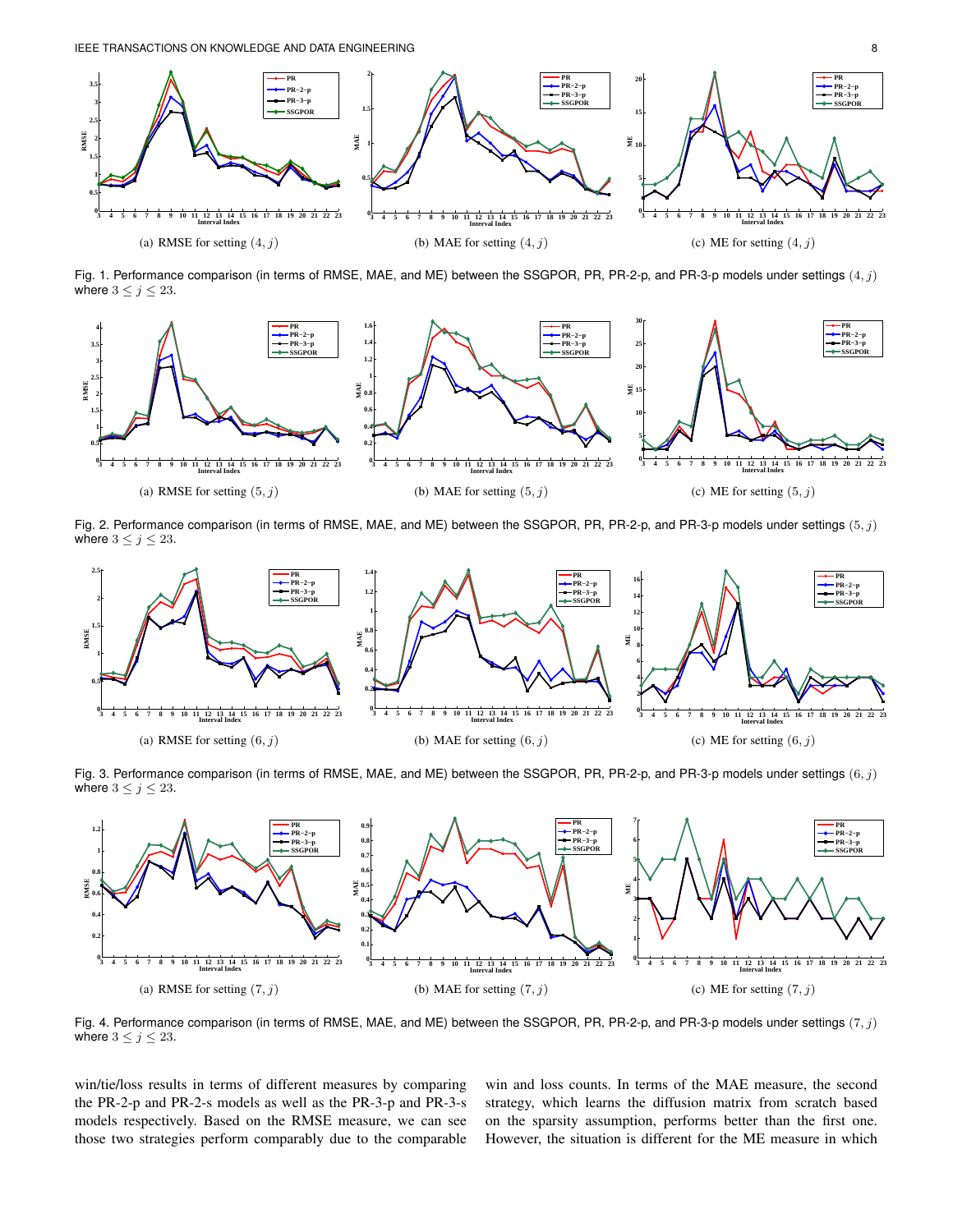(a) RMSE for setting $(4, j)$

(b) MAE for setting $(4, j)$

(c) ME for setting $(4, j)$

Fig. 1. Performance comparison (in terms of RMSE, MAE, and ME) between the SSGPOR, PR, PR-2-p, and PR-3-p models under settings $(4, j)$ where $3 \leq j \leq 23$.

(a) RMSE for setting $(5, j)$

(b) MAE for setting $(5, j)$

(c) ME for setting $(5, j)$

Fig. 2. Performance comparison (in terms of RMSE, MAE, and ME) between the SSGPOR, PR, PR-2-p, and PR-3-p models under settings $(5, j)$ where $3 \leq j \leq 23$.

(a) RMSE for setting $(6, j)$

(b) MAE for setting $(6, j)$

(c) ME for setting $(6, j)$

Fig. 3. Performance comparison (in terms of RMSE, MAE, and ME) between the SSGPOR, PR, PR-2-p, and PR-3-p models under settings $(6, j)$ where $3 \leq j \leq 23$.

(a) RMSE for setting $(7, j)$

(b) MAE for setting $(7, j)$

(c) ME for setting $(7, j)$

Fig. 4. Performance comparison (in terms of RMSE, MAE, and ME) between the SSGPOR, PR, PR-2-p, and PR-3-p models under settings $(7, j)$ where $3 \leq j \leq 23$.

win/tie/loss results in terms of different measures by comparing the PR-2-p and PR-2-s models as well as the PR-3-p and PR-3-s models respectively. Based on the RMSE measure, we can see those two strategies perform comparably due to the comparable win and loss counts. In terms of the MAE measure, the second strategy, which learns the diffusion matrix from scratch based on the sparsity assumption, performs better than the first one. However, the situation is different for the ME measure in which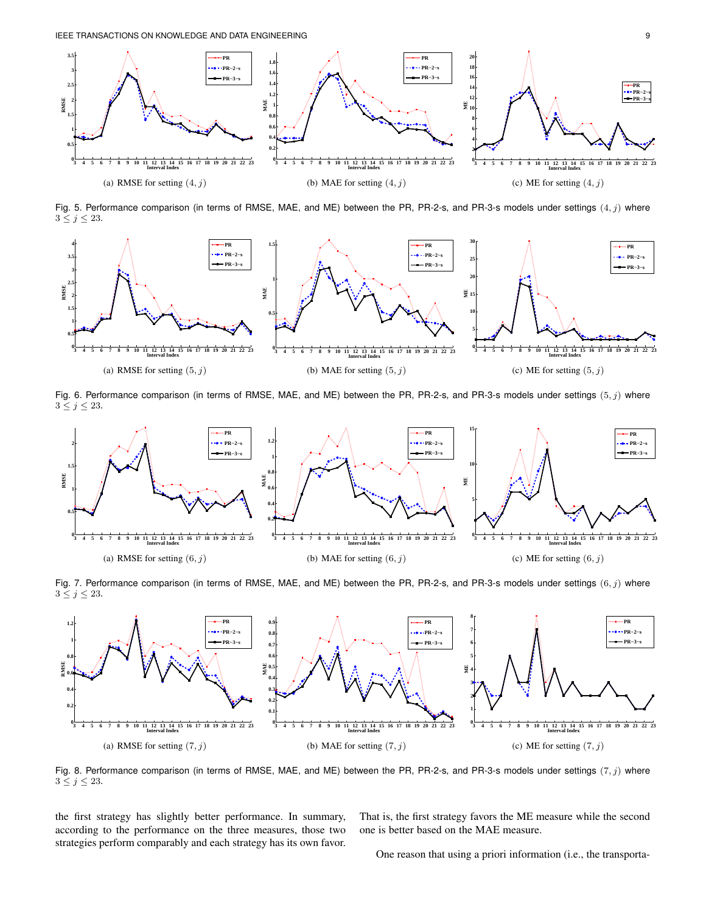(a) RMSE for setting $(4, j)$

(b) MAE for setting $(4, j)$

(c) ME for setting $(4, j)$

Fig. 5. Performance comparison (in terms of RMSE, MAE, and ME) between the PR, PR-2-s, and PR-3-s models under settings $(4, j)$ where $3 \leq j \leq 23$.

(a) RMSE for setting $(5, j)$

(b) MAE for setting $(5, j)$

(c) ME for setting $(5, j)$

Fig. 6. Performance comparison (in terms of RMSE, MAE, and ME) between the PR, PR-2-s, and PR-3-s models under settings $(5, j)$ where $3 \leq j \leq 23$.

(a) RMSE for setting $(6, j)$

(b) MAE for setting $(6, j)$

(c) ME for setting $(6, j)$

Fig. 7. Performance comparison (in terms of RMSE, MAE, and ME) between the PR, PR-2-s, and PR-3-s models under settings $(6, j)$ where $3 \leq j \leq 23$.

(a) RMSE for setting $(7, j)$

(b) MAE for setting $(7, j)$

(c) ME for setting $(7, j)$

Fig. 8. Performance comparison (in terms of RMSE, MAE, and ME) between the PR, PR-2-s, and PR-3-s models under settings $(7, j)$ where $3 \leq j \leq 23$.

the first strategy has slightly better performance. In summary, according to the performance on the three measures, those two strategies perform comparably and each strategy has its own favor. That is, the first strategy favors the ME measure while the second one is better based on the MAE measure.

One reason that using a priori information (i.e., the transporta-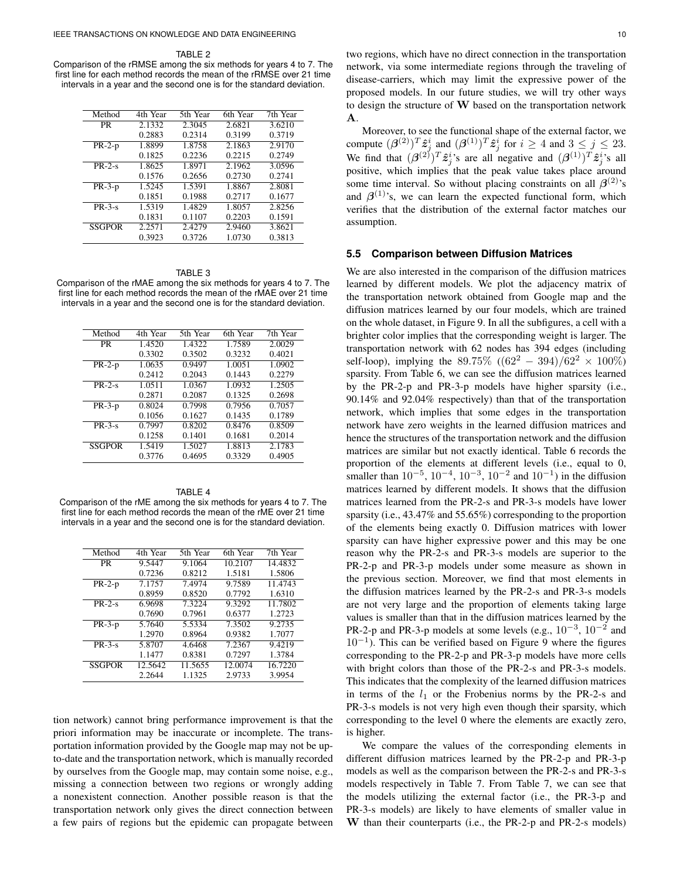TABLE 2

Comparison of the rRMSE among the six methods for years 4 to 7. The first line for each method records the mean of the rRMSE over 21 time intervals in a year and the second one is for the standard deviation.

| Method | 4th Year | 5th Year | 6th Year | 7th Year |
|---|---|---|---|---|
| PR | 2.1332 | 2.3045 | 2.6821 | 3.6210 |
| | 0.2883 | 0.2314 | 0.3199 | 0.3719 |
| PR-2-p | 1.8899 | 1.8758 | 2.1863 | 2.9170 |
| | 0.1825 | 0.2236 | 0.2215 | 0.2749 |
| PR-2-s | 1.8625 | 1.8971 | 2.1962 | 3.0596 |
| | 0.1576 | 0.2656 | 0.2730 | 0.2741 |
| PR-3-p | 1.5245 | 1.5391 | 1.8867 | 2.8081 |
| | 0.1851 | 0.1988 | 0.2717 | 0.1677 |
| PR-3-s | 1.5319 | 1.4829 | 1.8057 | 2.8256 |
| | 0.1831 | 0.1107 | 0.2203 | 0.1591 |
| SSGPOR | 2.2571 | 2.4279 | 2.9460 | 3.8621 |
| | 0.3923 | 0.3726 | 1.0730 | 0.3813 |

TABLE 3

Comparison of the rMAE among the six methods for years 4 to 7. The first line for each method records the mean of the rMAE over 21 time intervals in a year and the second one is for the standard deviation.

| Method | 4th Year | 5th Year | 6th Year | 7th Year |
|---|---|---|---|---|
| PR | 1.4520 | 1.4322 | 1.7589 | 2.0029 |
| | 0.3302 | 0.3502 | 0.3232 | 0.4021 |
| PR-2-p | 1.0635 | 0.9497 | 1.0051 | 1.0902 |
| | 0.2412 | 0.2043 | 0.1443 | 0.2279 |
| PR-2-s | 1.0511 | 1.0367 | 1.0932 | 1.2505 |
| | 0.2871 | 0.2087 | 0.1325 | 0.2698 |
| PR-3-p | 0.8024 | 0.7998 | 0.7956 | 0.7057 |
| | 0.1056 | 0.1627 | 0.1435 | 0.1789 |
| PR-3-s | 0.7997 | 0.8202 | 0.8476 | 0.8509 |
| | 0.1258 | 0.1401 | 0.1681 | 0.2014 |
| SSGPOR | 1.5419 | 1.5027 | 1.8813 | 2.1783 |
| | 0.3776 | 0.4695 | 0.3329 | 0.4905 |

TABLE 4

Comparison of the rME among the six methods for years 4 to 7. The first line for each method records the mean of the rME over 21 time intervals in a year and the second one is for the standard deviation.

| Method | 4th Year | 5th Year | 6th Year | 7th Year |
|---|---|---|---|---|
| PR | 9.5447 | 9.1064 | 10.2107 | 14.4832 |
| | 0.7236 | 0.8212 | 1.5181 | 1.5806 |
| PR-2-p | 7.1757 | 7.4974 | 9.7589 | 11.4743 |
| | 0.8959 | 0.8520 | 0.7792 | 1.6310 |
| PR-2-s | 6.9698 | 7.3224 | 9.3292 | 11.7802 |
| | 0.7690 | 0.7961 | 0.6377 | 1.2723 |
| PR-3-p | 5.7640 | 5.5334 | 7.3502 | 9.2735 |
| | 1.2970 | 0.8964 | 0.9382 | 1.7077 |
| PR-3-s | 5.8707 | 4.6468 | 7.2367 | 9.4219 |
| | 1.1477 | 0.8381 | 0.7297 | 1.3784 |
| SSGPOR | 12.5642 | 11.5655 | 12.0074 | 16.7220 |
| | 2.2644 | 1.1325 | 2.9733 | 3.9954 |

tion network) cannot bring performance improvement is that the priori information may be inaccurate or incomplete. The transportation information provided by the Google map may not be up-to-date and the transportation network, which is manually recorded by ourselves from the Google map, may contain some noise, e.g., missing a connection between two regions or wrongly adding a nonexistent connection. Another possible reason is that the transportation network only gives the direct connection between a few pairs of regions but the epidemic can propagate between two regions, which have no direct connection in the transportation network, via some intermediate regions through the traveling of disease-carriers, which may limit the expressive power of the proposed models. In our future studies, we will try other ways to design the structure of $\mathbf{W}$ based on the transportation network $\mathbf{A}$.

Moreover, to see the functional shape of the external factor, we compute $(\boldsymbol{\beta}^{(2)})^T\hat{\boldsymbol{z}}_j^i$ and $(\boldsymbol{\beta}^{(1)})^T\hat{\boldsymbol{z}}_j^i$ for $i \geq 4$ and $3 \leq j \leq 23$. We find that $(\boldsymbol{\beta}^{(2)})^T\hat{\boldsymbol{z}}_j^i$'s are all negative and $(\boldsymbol{\beta}^{(1)})^T\hat{\boldsymbol{z}}_j^i$'s all positive, which implies that the peak value takes place around some time interval. So without placing constraints on all $\boldsymbol{\beta}^{(2)}$'s and $\boldsymbol{\beta}^{(1)}$'s, we can learn the expected functional form, which verifies that the distribution of the external factor matches our assumption.

### 5.5 Comparison between Diffusion Matrices

We are also interested in the comparison of the diffusion matrices learned by different models. We plot the adjacency matrix of the transportation network obtained from Google map and the diffusion matrices learned by our four models, which are trained on the whole dataset, in Figure 9. In all the subfigures, a cell with a brighter color implies that the corresponding weight is larger. The transportation network with 62 nodes has 394 edges (including self-loop), implying the 89.75% ($(62^2 - 394)/62^2 \times 100\%$) sparsity. From Table 6, we can see the diffusion matrices learned by the PR-2-p and PR-3-p models have higher sparsity (i.e., 90.14% and 92.04% respectively) than that of the transportation network, which implies that some edges in the transportation network have zero weights in the learned diffusion matrices and hence the structures of the transportation network and the diffusion matrices are similar but not exactly identical. Table 6 records the proportion of the elements at different levels (i.e., equal to 0, smaller than $10^{-5}$, $10^{-4}$, $10^{-3}$, $10^{-2}$ and $10^{-1}$) in the diffusion matrices learned by different models. It shows that the diffusion matrices learned from the PR-2-s and PR-3-s models have lower sparsity (i.e., 43.47% and 55.65%) corresponding to the proportion of the elements being exactly 0. Diffusion matrices with lower sparsity can have higher expressive power and this may be one reason why the PR-2-s and PR-3-s models are superior to the PR-2-p and PR-3-p models under some measure as shown in the previous section. Moreover, we find that most elements in the diffusion matrices learned by the PR-2-s and PR-3-s models are not very large and the proportion of elements taking large values is smaller than that in the diffusion matrices learned by the PR-2-p and PR-3-p models at some levels (e.g., $10^{-3}$, $10^{-2}$ and $10^{-1}$). This can be verified based on Figure 9 where the figures corresponding to the PR-2-p and PR-3-p models have more cells with bright colors than those of the PR-2-s and PR-3-s models. This indicates that the complexity of the learned diffusion matrices in terms of the $l_1$ or the Frobenius norms by the PR-2-s and PR-3-s models is not very high even though their sparsity, which corresponding to the level 0 where the elements are exactly zero, is higher.

We compare the values of the corresponding elements in different diffusion matrices learned by the PR-2-p and PR-3-p models as well as the comparison between the PR-2-s and PR-3-s models respectively in Table 7. From Table 7, we can see that the models utilizing the external factor (i.e., the PR-3-p and PR-3-s models) are likely to have elements of smaller value in $\mathbf{W}$ than their counterparts (i.e., the PR-2-p and PR-2-s models)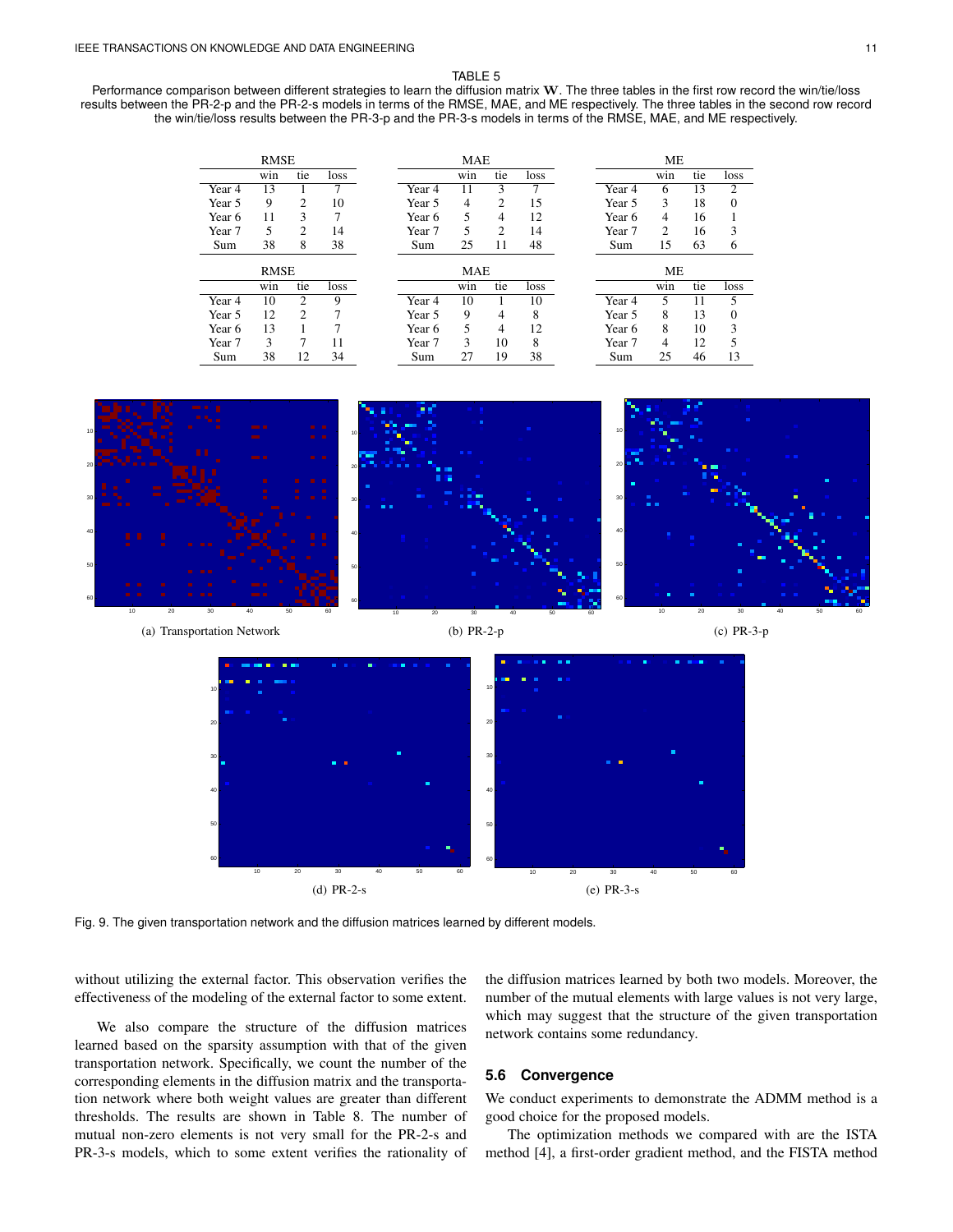TABLE 5

Performance comparison between different strategies to learn the diffusion matrix $\mathbf{W}$. The three tables in the first row record the win/tie/loss results between the PR-2-p and the PR-2-s models in terms of the RMSE, MAE, and ME respectively. The three tables in the second row record the win/tie/loss results between the PR-3-p and the PR-3-s models in terms of the RMSE, MAE, and ME respectively.

| RMSE | win | tie | loss |
|---|---|---|---|
| Year 4 | 13 | 1 | 7 |
| Year 5 | 9 | 2 | 10 |
| Year 6 | 11 | 3 | 7 |
| Year 7 | 5 | 2 | 14 |
| Sum | 38 | 8 | 38 |

| MAE | win | tie | loss |
|---|---|---|---|
| Year 4 | 11 | 3 | 7 |
| Year 5 | 4 | 2 | 15 |
| Year 6 | 5 | 4 | 12 |
| Year 7 | 5 | 2 | 14 |
| Sum | 25 | 11 | 48 |

| ME | win | tie | loss |
|---|---|---|---|
| Year 4 | 6 | 13 | 2 |
| Year 5 | 3 | 18 | 0 |
| Year 6 | 4 | 16 | 1 |
| Year 7 | 2 | 16 | 3 |
| Sum | 15 | 63 | 6 |

| RMSE | win | tie | loss |
|---|---|---|---|
| Year 4 | 10 | 2 | 9 |
| Year 5 | 12 | 2 | 7 |
| Year 6 | 13 | 1 | 7 |
| Year 7 | 3 | 7 | 11 |
| Sum | 38 | 12 | 34 |

| MAE | win | tie | loss |
|---|---|---|---|
| Year 4 | 10 | 1 | 10 |
| Year 5 | 9 | 4 | 8 |
| Year 6 | 5 | 4 | 12 |
| Year 7 | 3 | 10 | 8 |
| Sum | 27 | 19 | 38 |

| ME | win | tie | loss |
|---|---|---|---|
| Year 4 | 5 | 11 | 5 |
| Year 5 | 8 | 13 | 0 |
| Year 6 | 8 | 10 | 3 |
| Year 7 | 4 | 12 | 5 |
| Sum | 25 | 46 | 13 |

(a) Transportation Network

(b) PR-2-p

(c) PR-3-p

(d) PR-2-s

(e) PR-3-s

Fig. 9. The given transportation network and the diffusion matrices learned by different models.

without utilizing the external factor. This observation verifies the effectiveness of the modeling of the external factor to some extent.

We also compare the structure of the diffusion matrices learned based on the sparsity assumption with that of the given transportation network. Specifically, we count the number of the corresponding elements in the diffusion matrix and the transportation network where both weight values are greater than different thresholds. The results are shown in Table 8. The number of mutual non-zero elements is not very small for the PR-2-s and PR-3-s models, which to some extent verifies the rationality of the diffusion matrices learned by both two models. Moreover, the number of the mutual elements with large values is not very large, which may suggest that the structure of the given transportation network contains some redundancy.

## 5.6 Convergence

We conduct experiments to demonstrate the ADMM method is a good choice for the proposed models.

The optimization methods we compared with are the ISTA method [4], a first-order gradient method, and the FISTA method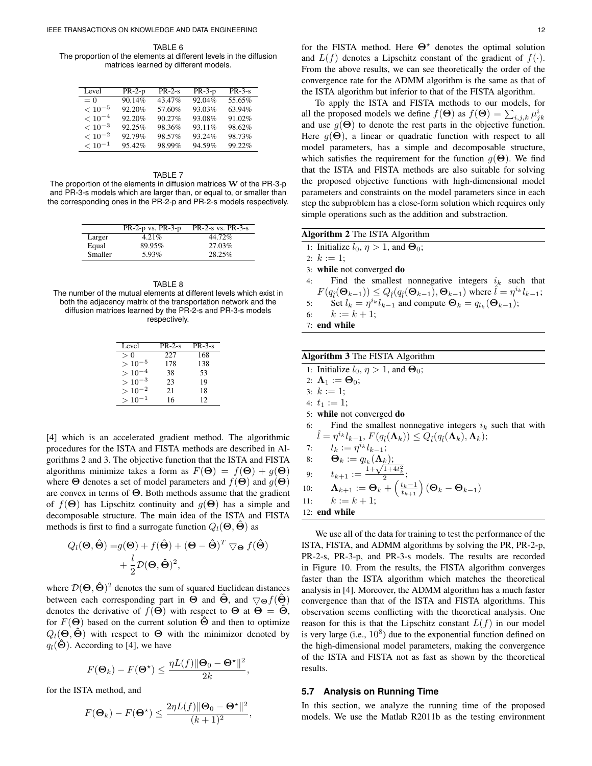TABLE 6
The proportion of the elements at different levels in the diffusion matrices learned by different models.

| Level | PR-2-p | PR-2-s | PR-3-p | PR-3-s |
|---|---|---|---|---|
| $= 0$ | 90.14% | 43.47% | 92.04% | 55.65% |
| $< 10^{-5}$ | 92.20% | 57.60% | 93.03% | 63.94% |
| $< 10^{-4}$ | 92.20% | 90.27% | 93.08% | 91.02% |
| $< 10^{-3}$ | 92.25% | 98.36% | 93.11% | 98.62% |
| $< 10^{-2}$ | 92.79% | 98.57% | 93.24% | 98.73% |
| $< 10^{-1}$ | 95.42% | 98.99% | 94.59% | 99.22% |

TABLE 7
The proportion of the elements in diffusion matrices $\mathbf{W}$ of the PR-3-p and PR-3-s models which are larger than, or equal to, or smaller than the corresponding ones in the PR-2-p and PR-2-s models respectively.

| | PR-2-p vs. PR-3-p | PR-2-s vs. PR-3-s |
|---|---|---|
| Larger | 4.21% | 44.72% |
| Equal | 89.95% | 27.03% |
| Smaller | 5.93% | 28.25% |

TABLE 8
The number of the mutual elements at different levels which exist in both the adjacency matrix of the transportation network and the diffusion matrices learned by the PR-2-s and PR-3-s models respectively.

| Level | PR-2-s | PR-3-s |
|---|---|---|
| $> 0$ | 227 | 168 |
| $> 10^{-5}$ | 178 | 138 |
| $> 10^{-4}$ | 38 | 53 |
| $> 10^{-3}$ | 23 | 19 |
| $> 10^{-2}$ | 21 | 18 |
| $> 10^{-1}$ | 16 | 12 |

[4] which is an accelerated gradient method. The algorithmic procedures for the ISTA and FISTA methods are described in Algorithms 2 and 3. The objective function that the ISTA and FISTA algorithms minimize takes a form as $F(\mathbf{\Theta}) = f(\mathbf{\Theta}) + g(\mathbf{\Theta})$ where $\mathbf{\Theta}$ denotes a set of model parameters and $f(\mathbf{\Theta})$ and $g(\mathbf{\Theta})$ are convex in terms of $\mathbf{\Theta}$. Both methods assume that the gradient of $f(\mathbf{\Theta})$ has Lipschitz continuity and $g(\mathbf{\Theta})$ has a simple and decomposable structure. The main idea of the ISTA and FISTA methods is first to find a surrogate function $Q_l(\mathbf{\Theta}, \hat{\mathbf{\Theta}})$ as

$$
\begin{aligned}
Q_l(\mathbf{\Theta}, \hat{\mathbf{\Theta}}) =& g(\mathbf{\Theta}) + f(\hat{\mathbf{\Theta}}) + (\mathbf{\Theta} - \hat{\mathbf{\Theta}})^T \bigtriangledown_{\mathbf{\Theta}} f(\hat{\mathbf{\Theta}}) \\
&+ \frac{l}{2}\mathcal{D}(\mathbf{\Theta}, \hat{\mathbf{\Theta}})^2,
\end{aligned}
$$

where $\mathcal{D}(\mathbf{\Theta}, \hat{\mathbf{\Theta}})^2$ denotes the sum of squared Euclidean distances between each corresponding part in $\mathbf{\Theta}$ and $\hat{\mathbf{\Theta}}$, and $\bigtriangledown_{\mathbf{\Theta}} f(\hat{\mathbf{\Theta}})$ denotes the derivative of $f(\mathbf{\Theta})$ with respect to $\mathbf{\Theta}$ at $\mathbf{\Theta} = \hat{\mathbf{\Theta}}$, for $F(\mathbf{\Theta})$ based on the current solution $\hat{\mathbf{\Theta}}$ and then to optimize $Q_l(\mathbf{\Theta}, \hat{\mathbf{\Theta}})$ with respect to $\mathbf{\Theta}$ with the minimizor denoted by $q_l(\hat{\mathbf{\Theta}})$. According to [4], we have

$$
F(\mathbf{\Theta}_k) - F(\mathbf{\Theta}^\star) \leq \frac{\eta L(f) \|\mathbf{\Theta}_0 - \mathbf{\Theta}^\star\|^2}{2k},
$$

for the ISTA method, and

$$
F(\mathbf{\Theta}_k) - F(\mathbf{\Theta}^\star) \leq \frac{2\eta L(f) \|\mathbf{\Theta}_0 - \mathbf{\Theta}^\star\|^2}{(k+1)^2},
$$

for the FISTA method. Here $\mathbf{\Theta}^\star$ denotes the optimal solution and $L(f)$ denotes a Lipschitz constant of the gradient of $f(\cdot)$. From the above results, we can see theoretically the order of the convergence rate for the ADMM algorithm is the same as that of the ISTA algorithm but inferior to that of the FISTA algorithm.

To apply the ISTA and FISTA methods to our models, for all the proposed models we define $f(\mathbf{\Theta})$ as $f(\mathbf{\Theta}) = \sum_{i,j,k} \mu_{jk}^i$ and use $g(\mathbf{\Theta})$ to denote the rest parts in the objective function. Here $g(\mathbf{\Theta})$, a linear or quadratic function with respect to all model parameters, has a simple and decomposable structure, which satisfies the requirement for the function $g(\mathbf{\Theta})$. We find that the ISTA and FISTA methods are also suitable for solving the proposed objective functions with high-dimensional model parameters and constraints on the model parameters since in each step the subproblem has a close-form solution which requires only simple operations such as the addition and substraction.

**Algorithm 2** The ISTA Algorithm

1: Initialize $l_0$, $\eta > 1$, and $\mathbf{\Theta}_0$;
2: $k := 1$;
3: **while** not converged **do**
4: Find the smallest nonnegative integers $i_k$ such that $F(q_{\hat{l}}(\mathbf{\Theta}_{k-1})) \leq Q_{\hat{l}}(q_{\hat{l}}(\mathbf{\Theta}_{k-1}), \mathbf{\Theta}_{k-1})$ where $\hat{l} = \eta^{i_k} l_{k-1}$;
5: Set $l_k = \eta^{i_k} l_{k-1}$ and compute $\mathbf{\Theta}_k = q_{l_k}(\mathbf{\Theta}_{k-1})$;
6: $k := k + 1$;
7: **end while**

**Algorithm 3** The FISTA Algorithm

1: Initialize $l_0$, $\eta > 1$, and $\mathbf{\Theta}_0$;
2: $\mathbf{\Lambda}_1 := \mathbf{\Theta}_0$;
3: $k := 1$;
4: $t_1 := 1$;
5: **while** not converged **do**
6: Find the smallest nonnegative integers $i_k$ such that with $\hat{l} = \eta^{i_k} l_{k-1}$, $F(q_{\hat{l}}(\mathbf{\Lambda}_k)) \leq Q_{\hat{l}}(q_{\hat{l}}(\mathbf{\Lambda}_k), \mathbf{\Lambda}_k)$;
7: $l_k := \eta^{i_k} l_{k-1}$;
8: $\mathbf{\Theta}_k := q_{l_k}(\mathbf{\Lambda}_k)$;
9: $t_{k+1} := \frac{1+\sqrt{1+4t_k^2}}{2}$;
10: $\mathbf{\Lambda}_{k+1} := \mathbf{\Theta}_k + \left(\frac{t_k - 1}{t_{k+1}}\right)(\mathbf{\Theta}_k - \mathbf{\Theta}_{k-1})$
11: $k := k + 1$;
12: **end while**

We use all of the data for training to test the performance of the ISTA, FISTA, and ADMM algorithms by solving the PR, PR-2-p, PR-2-s, PR-3-p, and PR-3-s models. The results are recorded in Figure 10. From the results, the FISTA algorithm converges faster than the ISTA algorithm which matches the theoretical analysis in [4]. Moreover, the ADMM algorithm has a much faster convergence than that of the ISTA and FISTA algorithms. This observation seems conflicting with the theoretical analysis. One reason for this is that the Lipschitz constant $L(f)$ in our model is very large (i.e., $10^8$) due to the exponential function defined on the high-dimensional model parameters, making the convergence of the ISTA and FISTA not as fast as shown by the theoretical results.

### 5.7 Analysis on Running Time

In this section, we analyze the running time of the proposed models. We use the Matlab R2011b as the testing environment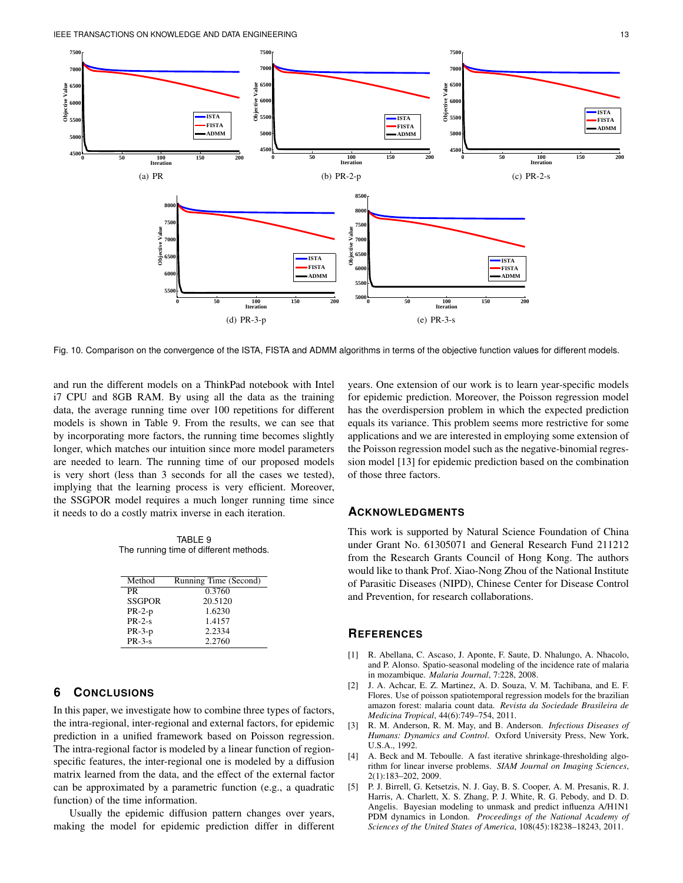Fig. 10. Comparison on the convergence of the ISTA, FISTA and ADMM algorithms in terms of the objective function values for different models.

and run the different models on a ThinkPad notebook with Intel i7 CPU and 8GB RAM. By using all the data as the training data, the average running time over 100 repetitions for different models is shown in Table 9. From the results, we can see that by incorporating more factors, the running time becomes slightly longer, which matches our intuition since more model parameters are needed to learn. The running time of our proposed models is very short (less than 3 seconds for all the cases we tested), implying that the learning process is very efficient. Moreover, the SSGPOR model requires a much longer running time since it needs to do a costly matrix inverse in each iteration.

TABLE 9
The running time of different methods.

| Method | Running Time (Second) |
|---|---|
| PR | 0.3760 |
| SSGPOR | 20.5120 |
| PR-2-p | 1.6230 |
| PR-2-s | 1.4157 |
| PR-3-p | 2.2334 |
| PR-3-s | 2.2760 |

## 6 Conclusions

In this paper, we investigate how to combine three types of factors, the intra-regional, inter-regional and external factors, for epidemic prediction in a unified framework based on Poisson regression. The intra-regional factor is modeled by a linear function of region-specific features, the inter-regional one is modeled by a diffusion matrix learned from the data, and the effect of the external factor can be approximated by a parametric function (e.g., a quadratic function) of the time information.

Usually the epidemic diffusion pattern changes over years, making the model for epidemic prediction differ in different years. One extension of our work is to learn year-specific models for epidemic prediction. Moreover, the Poisson regression model has the overdispersion problem in which the expected prediction equals its variance. This problem seems more restrictive for some applications and we are interested in employing some extension of the Poisson regression model such as the negative-binomial regression model [13] for epidemic prediction based on the combination of those three factors.

## Acknowledgments

This work is supported by Natural Science Foundation of China under Grant No. 61305071 and General Research Fund 211212 from the Research Grants Council of Hong Kong. The authors would like to thank Prof. Xiao-Nong Zhou of the National Institute of Parasitic Diseases (NIPD), Chinese Center for Disease Control and Prevention, for research collaborations.

## References

[1] R. Abellana, C. Ascaso, J. Aponte, F. Saute, D. Nhalungo, A. Nhacolo, and P. Alonso. Spatio-seasonal modeling of the incidence rate of malaria in mozambique. *Malaria Journal*, 7:228, 2008.

[2] J. A. Achcar, E. Z. Martinez, A. D. Souza, V. M. Tachibana, and E. F. Flores. Use of poisson spatiotemporal regression models for the brazilian amazon forest: malaria count data. *Revista da Sociedade Brasileira de Medicina Tropical*, 44(6):749–754, 2011.

[3] R. M. Anderson, R. M. May, and B. Anderson. *Infectious Diseases of Humans: Dynamics and Control*. Oxford University Press, New York, U.S.A., 1992.

[4] A. Beck and M. Teboulle. A fast iterative shrinkage-thresholding algorithm for linear inverse problems. *SIAM Journal on Imaging Sciences*, 2(1):183–202, 2009.

[5] P. J. Birrell, G. Ketsetzis, N. J. Gay, B. S. Cooper, A. M. Presanis, R. J. Harris, A. Charlett, X. S. Zhang, P. J. White, R. G. Pebody, and D. D. Angelis. Bayesian modeling to unmask and predict influenza A/H1N1 PDM dynamics in London. *Proceedings of the National Academy of Sciences of the United States of America*, 108(45):18238–18243, 2011.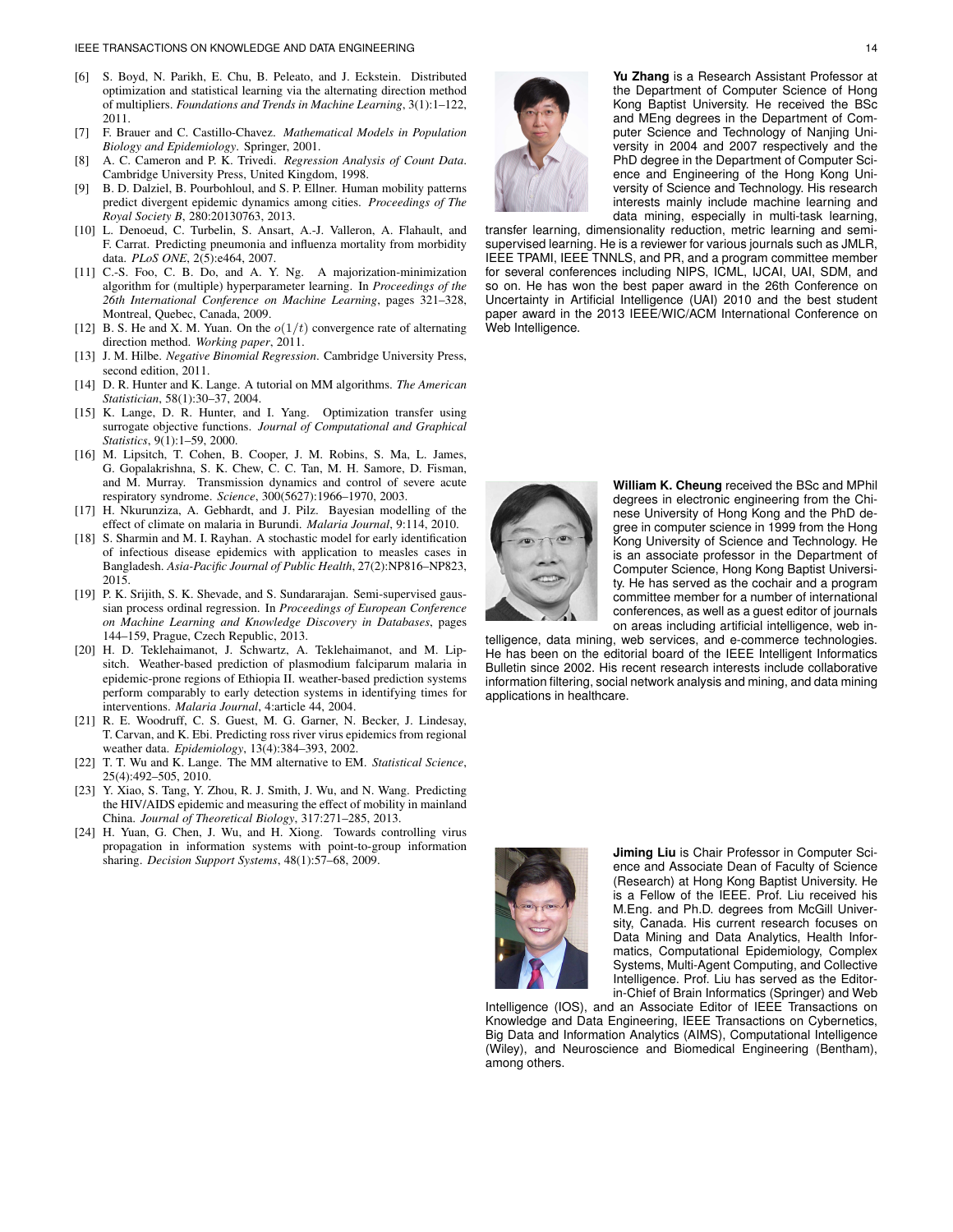[6] S. Boyd, N. Parikh, E. Chu, B. Peleato, and J. Eckstein. Distributed optimization and statistical learning via the alternating direction method of multipliers. *Foundations and Trends in Machine Learning*, 3(1):1–122, 2011.

[7] F. Brauer and C. Castillo-Chavez. *Mathematical Models in Population Biology and Epidemiology*. Springer, 2001.

[8] A. C. Cameron and P. K. Trivedi. *Regression Analysis of Count Data*. Cambridge University Press, United Kingdom, 1998.

[9] B. D. Dalziel, B. Pourbohloul, and S. P. Ellner. Human mobility patterns predict divergent epidemic dynamics among cities. *Proceedings of The Royal Society B*, 280:20130763, 2013.

[10] L. Denoeud, C. Turbelin, S. Ansart, A.-J. Valleron, A. Flahault, and F. Carrat. Predicting pneumonia and influenza mortality from morbidity data. *PLoS ONE*, 2(5):e464, 2007.

[11] C.-S. Foo, C. B. Do, and A. Y. Ng. A majorization-minimization algorithm for (multiple) hyperparameter learning. In *Proceedings of the 26th International Conference on Machine Learning*, pages 321–328, Montreal, Quebec, Canada, 2009.

[12] B. S. He and X. M. Yuan. On the $o(1/t)$ convergence rate of alternating direction method. *Working paper*, 2011.

[13] J. M. Hilbe. *Negative Binomial Regression*. Cambridge University Press, second edition, 2011.

[14] D. R. Hunter and K. Lange. A tutorial on MM algorithms. *The American Statistician*, 58(1):30–37, 2004.

[15] K. Lange, D. R. Hunter, and I. Yang. Optimization transfer using surrogate objective functions. *Journal of Computational and Graphical Statistics*, 9(1):1–59, 2000.

[16] M. Lipsitch, T. Cohen, B. Cooper, J. M. Robins, S. Ma, L. James, G. Gopalakrishna, S. K. Chew, C. C. Tan, M. H. Samore, D. Fisman, and M. Murray. Transmission dynamics and control of severe acute respiratory syndrome. *Science*, 300(5627):1966–1970, 2003.

[17] H. Nkurunziza, A. Gebhardt, and J. Pilz. Bayesian modelling of the effect of climate on malaria in Burundi. *Malaria Journal*, 9:114, 2010.

[18] S. Sharmin and M. I. Rayhan. A stochastic model for early identification of infectious disease epidemics with application to measles cases in Bangladesh. *Asia-Pacific Journal of Public Health*, 27(2):NP816–NP823, 2015.

[19] P. K. Srijith, S. K. Shevade, and S. Sundararajan. Semi-supervised gaussian process ordinal regression. In *Proceedings of European Conference on Machine Learning and Knowledge Discovery in Databases*, pages 144–159, Prague, Czech Republic, 2013.

[20] H. D. Teklehaimanot, J. Schwartz, A. Teklehaimanot, and M. Lipsitch. Weather-based prediction of plasmodium falciparum malaria in epidemic-prone regions of Ethiopia II. weather-based prediction systems perform comparably to early detection systems in identifying times for interventions. *Malaria Journal*, 4:article 44, 2004.

[21] R. E. Woodruff, C. S. Guest, M. G. Garner, N. Becker, J. Lindesay, T. Carvan, and K. Ebi. Predicting ross river virus epidemics from regional weather data. *Epidemiology*, 13(4):384–393, 2002.

[22] T. T. Wu and K. Lange. The MM alternative to EM. *Statistical Science*, 25(4):492–505, 2010.

[23] Y. Xiao, S. Tang, Y. Zhou, R. J. Smith, J. Wu, and N. Wang. Predicting the HIV/AIDS epidemic and measuring the effect of mobility in mainland China. *Journal of Theoretical Biology*, 317:271–285, 2013.

[24] H. Yuan, G. Chen, J. Wu, and H. Xiong. Towards controlling virus propagation in information systems with point-to-group information sharing. *Decision Support Systems*, 48(1):57–68, 2009.

**Yu Zhang** is a Research Assistant Professor at the Department of Computer Science of Hong Kong Baptist University. He received the BSc and MEng degrees in the Department of Computer Science and Technology of Nanjing University in 2004 and 2007 respectively and the PhD degree in the Department of Computer Science and Engineering of the Hong Kong University of Science and Technology. His research interests mainly include machine learning and data mining, especially in multi-task learning, transfer learning, dimensionality reduction, metric learning and semi-supervised learning. He is a reviewer for various journals such as JMLR, IEEE TPAMI, IEEE TNNLS, and PR, and a program committee member for several conferences including NIPS, ICML, IJCAI, UAI, SDM, and so on. He has won the best paper award in the 26th Conference on Uncertainty in Artificial Intelligence (UAI) 2010 and the best student paper award in the 2013 IEEE/WIC/ACM International Conference on Web Intelligence.

**William K. Cheung** received the BSc and MPhil degrees in electronic engineering from the Chinese University of Hong Kong and the PhD degree in computer science in 1999 from the Hong Kong University of Science and Technology. He is an associate professor in the Department of Computer Science, Hong Kong Baptist University. He has served as the cochair and a program committee member for a number of international conferences, as well as a guest editor of journals on areas including artificial intelligence, web intelligence, data mining, web services, and e-commerce technologies. He has been on the editorial board of the IEEE Intelligent Informatics Bulletin since 2002. His recent research interests include collaborative information filtering, social network analysis and mining, and data mining applications in healthcare.

**Jiming Liu** is Chair Professor in Computer Science and Associate Dean of Faculty of Science (Research) at Hong Kong Baptist University. He is a Fellow of the IEEE. Prof. Liu received his M.Eng. and Ph.D. degrees from McGill University, Canada. His current research focuses on Data Mining and Data Analytics, Health Informatics, Computational Epidemiology, Complex Systems, Multi-Agent Computing, and Collective Intelligence. Prof. Liu has served as the Editor-in-Chief of Brain Informatics (Springer) and Web Intelligence (IOS), and an Associate Editor of IEEE Transactions on Knowledge and Data Engineering, IEEE Transactions on Cybernetics, Big Data and Information Analytics (AIMS), Computational Intelligence (Wiley), and Neuroscience and Biomedical Engineering (Bentham), among others.